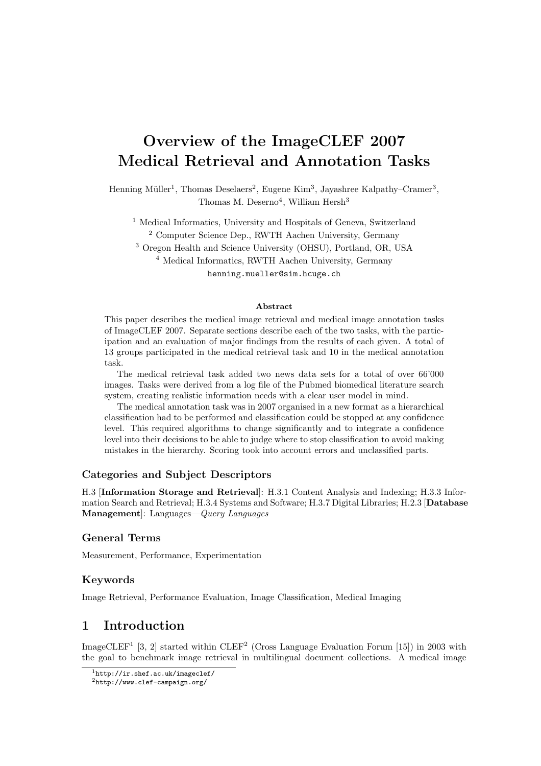# Overview of the ImageCLEF 2007 Medical Retrieval and Annotation Tasks

Henning Müller[1], Thomas Deselaers[2], Eugene Kim[3], Jayashree Kalpathy–Cramer[3], Thomas M. Deserno[4], William Hersh[3]

[1] Medical Informatics, University and Hospitals of Geneva, Switzerland
[2] Computer Science Dep., RWTH Aachen University, Germany
[3] Oregon Health and Science University (OHSU), Portland, OR, USA
[4] Medical Informatics, RWTH Aachen University, Germany

henning.mueller@sim.hcuge.ch

### Abstract

This paper describes the medical image retrieval and medical image annotation tasks of ImageCLEF 2007. Separate sections describe each of the two tasks, with the participation and an evaluation of major findings from the results of each given. A total of 13 groups participated in the medical retrieval task and 10 in the medical annotation task.

The medical retrieval task added two news data sets for a total of over 66'000 images. Tasks were derived from a log file of the Pubmed biomedical literature search system, creating realistic information needs with a clear user model in mind.

The medical annotation task was in 2007 organised in a new format as a hierarchical classification had to be performed and classification could be stopped at any confidence level. This required algorithms to change significantly and to integrate a confidence level into their decisions to be able to judge where to stop classification to avoid making mistakes in the hierarchy. Scoring took into account errors and unclassified parts.

### Categories and Subject Descriptors

H.3 [**Information Storage and Retrieval**]: H.3.1 Content Analysis and Indexing; H.3.3 Information Search and Retrieval; H.3.4 Systems and Software; H.3.7 Digital Libraries; H.2.3 [**Database Management**]: Languages—*Query Languages*

### General Terms

Measurement, Performance, Experimentation

### Keywords

Image Retrieval, Performance Evaluation, Image Classification, Medical Imaging

## 1 Introduction

ImageCLEF[1] [3, 2] started within CLEF[2] (Cross Language Evaluation Forum [15]) in 2003 with the goal to benchmark image retrieval in multilingual document collections. A medical image

[1] http://ir.shef.ac.uk/imageclef/
[2] http://www.clef-campaign.org/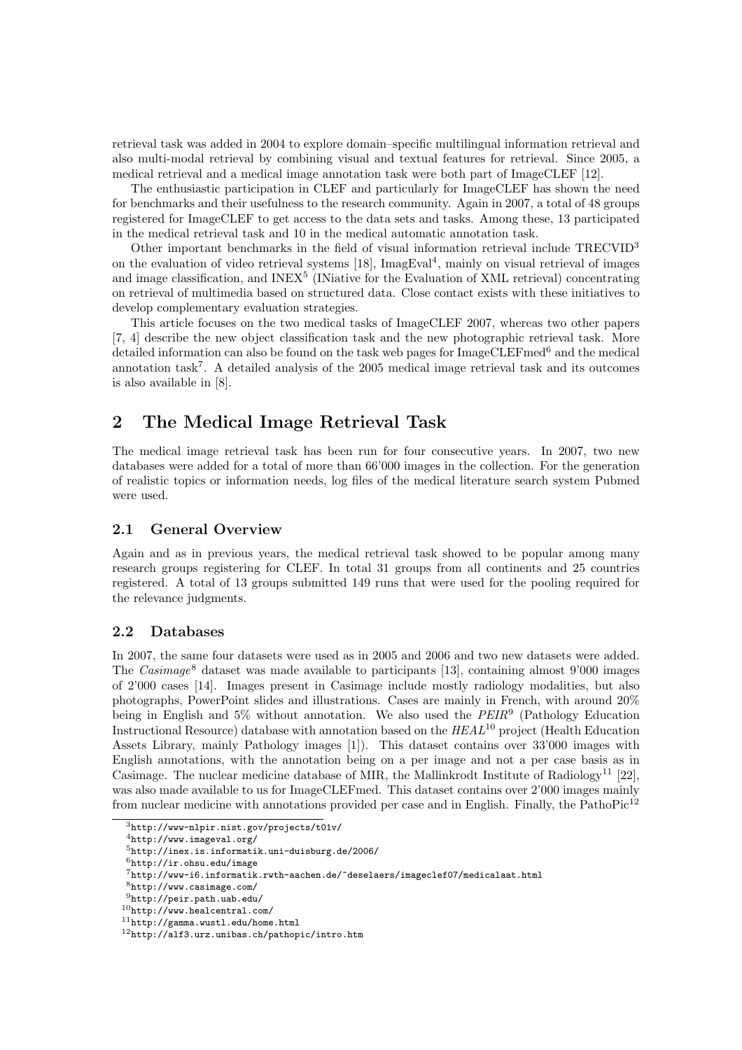retrieval task was added in 2004 to explore domain–specific multilingual information retrieval and also multi-modal retrieval by combining visual and textual features for retrieval. Since 2005, a medical retrieval and a medical image annotation task were both part of ImageCLEF [12].

The enthusiastic participation in CLEF and particularly for ImageCLEF has shown the need for benchmarks and their usefulness to the research community. Again in 2007, a total of 48 groups registered for ImageCLEF to get access to the data sets and tasks. Among these, 13 participated in the medical retrieval task and 10 in the medical automatic annotation task.

Other important benchmarks in the field of visual information retrieval include TRECVID[3] on the evaluation of video retrieval systems [18], ImagEval[4], mainly on visual retrieval of images and image classification, and INEX[5] (INiative for the Evaluation of XML retrieval) concentrating on retrieval of multimedia based on structured data. Close contact exists with these initiatives to develop complementary evaluation strategies.

This article focuses on the two medical tasks of ImageCLEF 2007, whereas two other papers [7, 4] describe the new object classification task and the new photographic retrieval task. More detailed information can also be found on the task web pages for ImageCLEFmed[6] and the medical annotation task[7]. A detailed analysis of the 2005 medical image retrieval task and its outcomes is also available in [8].

## 2 The Medical Image Retrieval Task

The medical image retrieval task has been run for four consecutive years. In 2007, two new databases were added for a total of more than 66'000 images in the collection. For the generation of realistic topics or information needs, log files of the medical literature search system Pubmed were used.

### 2.1 General Overview

Again and as in previous years, the medical retrieval task showed to be popular among many research groups registering for CLEF. In total 31 groups from all continents and 25 countries registered. A total of 13 groups submitted 149 runs that were used for the pooling required for the relevance judgments.

### 2.2 Databases

In 2007, the same four datasets were used as in 2005 and 2006 and two new datasets were added. The *Casimage*[8] dataset was made available to participants [13], containing almost 9'000 images of 2'000 cases [14]. Images present in Casimage include mostly radiology modalities, but also photographs, PowerPoint slides and illustrations. Cases are mainly in French, with around 20% being in English and 5% without annotation. We also used the *PEIR*[9] (Pathology Education Instructional Resource) database with annotation based on the *HEAL*[10] project (Health Education Assets Library, mainly Pathology images [1]). This dataset contains over 33'000 images with English annotations, with the annotation being on a per image and not a per case basis as in Casimage. The nuclear medicine database of MIR, the Mallinkrodt Institute of Radiology[11] [22], was also made available to us for ImageCLEFmed. This dataset contains over 2'000 images mainly from nuclear medicine with annotations provided per case and in English. Finally, the PathoPic[12]

---

[3] http://www-nlpir.nist.gov/projects/t01v/

[4] http://www.imageval.org/

[5] http://inex.is.informatik.uni-duisburg.de/2006/

[6] http://ir.ohsu.edu/image

[7] http://www-i6.informatik.rwth-aachen.de/~deselaers/imageclef07/medicalaat.html

[8] http://www.casimage.com/

[9] http://peir.path.uab.edu/

[10] http://www.healcentral.com/

[11] http://gamma.wustl.edu/home.html

[12] http://alf3.urz.unibas.ch/pathopic/intro.htm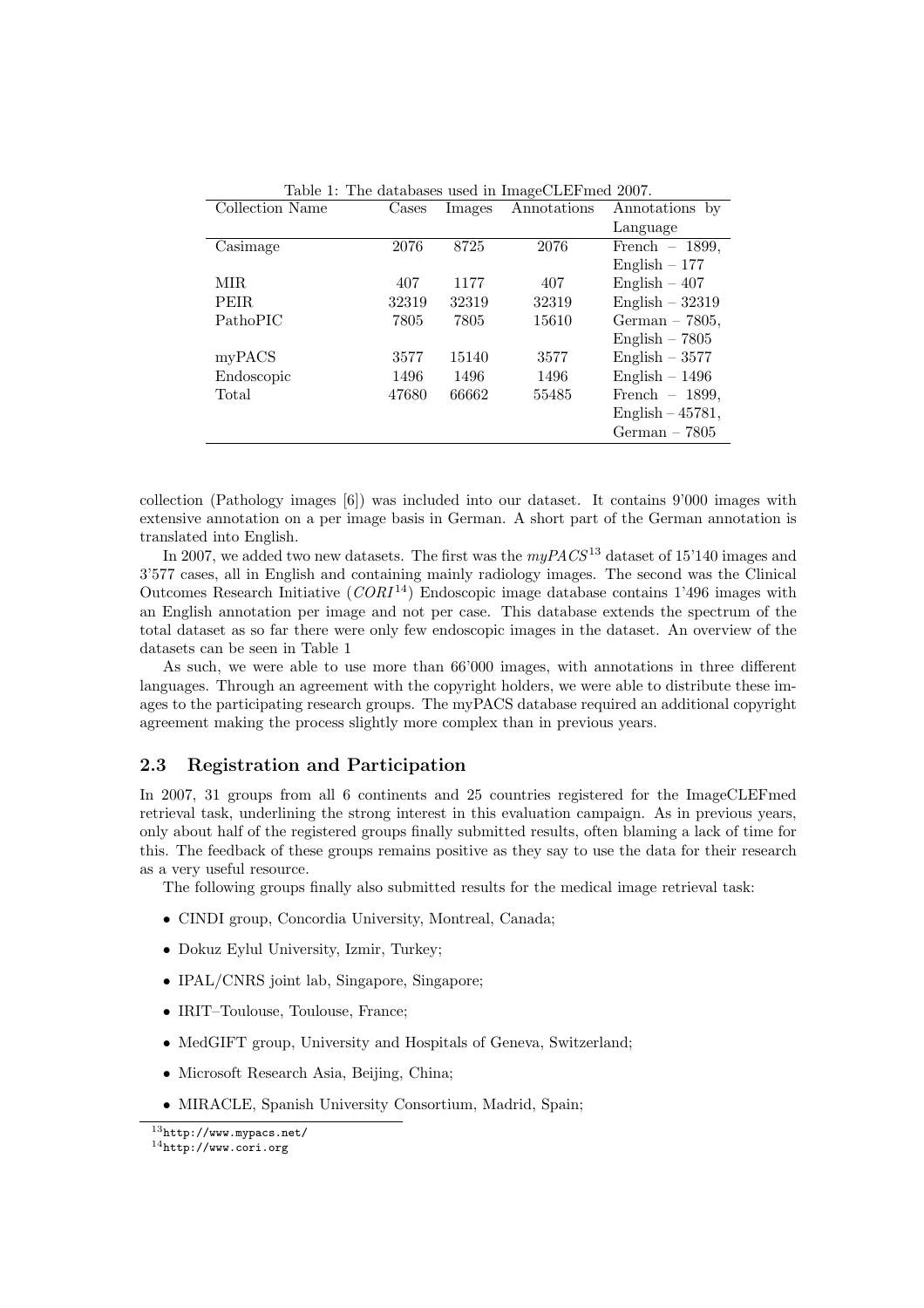Table 1: The databases used in ImageCLEFmed 2007.

| Collection Name | Cases | Images | Annotations | Annotations by Language |
|---|---|---|---|---|
| Casimage | 2076 | 8725 | 2076 | French – 1899, English – 177 |
| MIR | 407 | 1177 | 407 | English – 407 |
| PEIR | 32319 | 32319 | 32319 | English – 32319 |
| PathoPIC | 7805 | 7805 | 15610 | German – 7805, English – 7805 |
| myPACS | 3577 | 15140 | 3577 | English – 3577 |
| Endoscopic | 1496 | 1496 | 1496 | English – 1496 |
| Total | 47680 | 66662 | 55485 | French – 1899, English – 45781, German – 7805 |

collection (Pathology images [6]) was included into our dataset. It contains 9'000 images with extensive annotation on a per image basis in German. A short part of the German annotation is translated into English.

In 2007, we added two new datasets. The first was the *myPACS*[13] dataset of 15'140 images and 3'577 cases, all in English and containing mainly radiology images. The second was the Clinical Outcomes Research Initiative (*CORI*[14]) Endoscopic image database contains 1'496 images with an English annotation per image and not per case. This database extends the spectrum of the total dataset as so far there were only few endoscopic images in the dataset. An overview of the datasets can be seen in Table 1

As such, we were able to use more than 66'000 images, with annotations in three different languages. Through an agreement with the copyright holders, we were able to distribute these images to the participating research groups. The myPACS database required an additional copyright agreement making the process slightly more complex than in previous years.

### 2.3 Registration and Participation

In 2007, 31 groups from all 6 continents and 25 countries registered for the ImageCLEFmed retrieval task, underlining the strong interest in this evaluation campaign. As in previous years, only about half of the registered groups finally submitted results, often blaming a lack of time for this. The feedback of these groups remains positive as they say to use the data for their research as a very useful resource.

The following groups finally also submitted results for the medical image retrieval task:

- CINDI group, Concordia University, Montreal, Canada;
- Dokuz Eylul University, Izmir, Turkey;
- IPAL/CNRS joint lab, Singapore, Singapore;
- IRIT–Toulouse, Toulouse, France;
- MedGIFT group, University and Hospitals of Geneva, Switzerland;
- Microsoft Research Asia, Beijing, China;
- MIRACLE, Spanish University Consortium, Madrid, Spain;

[13] http://www.mypacs.net/

[14] http://www.cori.org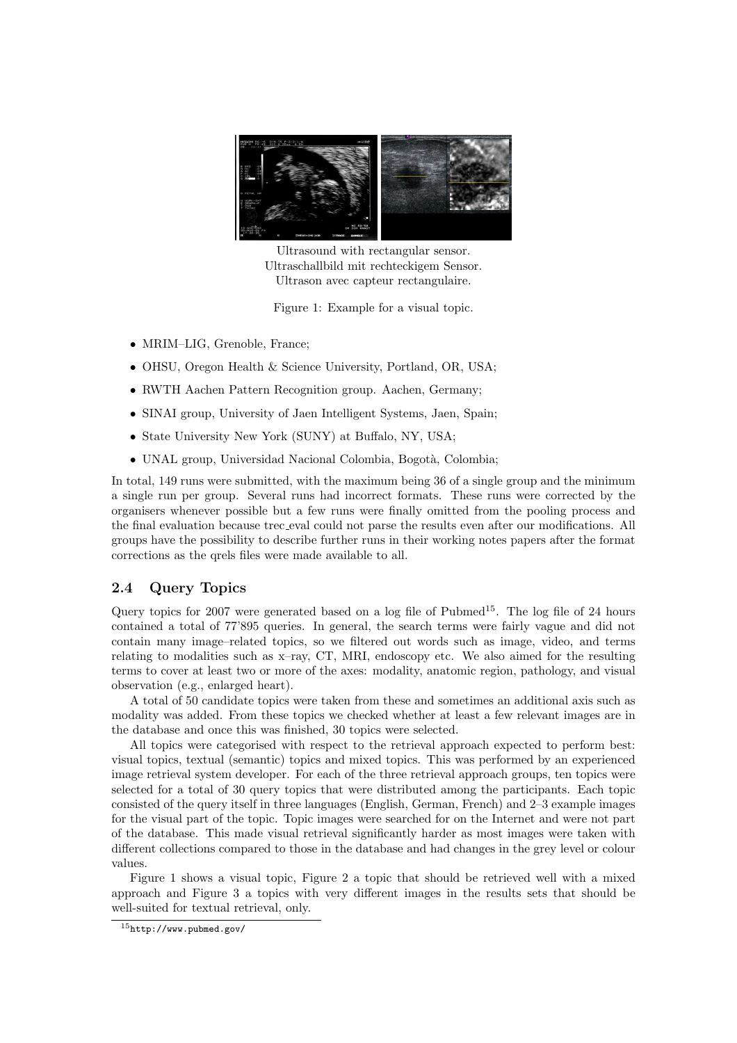Ultrasound with rectangular sensor.
Ultraschallbild mit rechteckigem Sensor.
Ultrason avec capteur rectangulaire.

Figure 1: Example for a visual topic.

- MRIM–LIG, Grenoble, France;
- OHSU, Oregon Health & Science University, Portland, OR, USA;
- RWTH Aachen Pattern Recognition group. Aachen, Germany;
- SINAI group, University of Jaen Intelligent Systems, Jaen, Spain;
- State University New York (SUNY) at Buffalo, NY, USA;
- UNAL group, Universidad Nacional Colombia, Bogotà, Colombia;

In total, 149 runs were submitted, with the maximum being 36 of a single group and the minimum a single run per group. Several runs had incorrect formats. These runs were corrected by the organisers whenever possible but a few runs were finally omitted from the pooling process and the final evaluation because trec_eval could not parse the results even after our modifications. All groups have the possibility to describe further runs in their working notes papers after the format corrections as the qrels files were made available to all.

## 2.4 Query Topics

Query topics for 2007 were generated based on a log file of Pubmed[15]. The log file of 24 hours contained a total of 77'895 queries. In general, the search terms were fairly vague and did not contain many image–related topics, so we filtered out words such as image, video, and terms relating to modalities such as x–ray, CT, MRI, endoscopy etc. We also aimed for the resulting terms to cover at least two or more of the axes: modality, anatomic region, pathology, and visual observation (e.g., enlarged heart).

A total of 50 candidate topics were taken from these and sometimes an additional axis such as modality was added. From these topics we checked whether at least a few relevant images are in the database and once this was finished, 30 topics were selected.

All topics were categorised with respect to the retrieval approach expected to perform best: visual topics, textual (semantic) topics and mixed topics. This was performed by an experienced image retrieval system developer. For each of the three retrieval approach groups, ten topics were selected for a total of 30 query topics that were distributed among the participants. Each topic consisted of the query itself in three languages (English, German, French) and 2–3 example images for the visual part of the topic. Topic images were searched for on the Internet and were not part of the database. This made visual retrieval significantly harder as most images were taken with different collections compared to those in the database and had changes in the grey level or colour values.

Figure 1 shows a visual topic, Figure 2 a topic that should be retrieved well with a mixed approach and Figure 3 a topics with very different images in the results sets that should be well-suited for textual retrieval, only.

[15] http://www.pubmed.gov/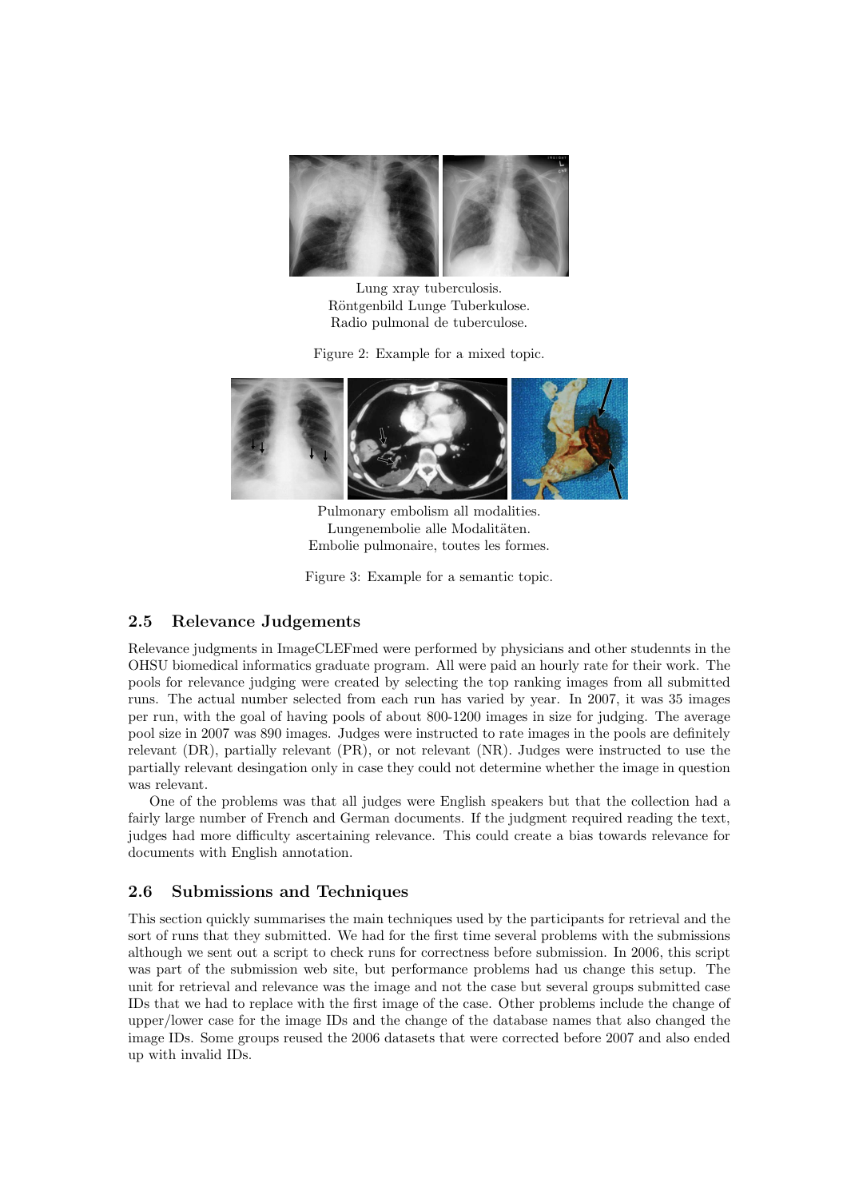Lung xray tuberculosis.
Röntgenbild Lunge Tuberkulose.
Radio pulmonal de tuberculose.

Figure 2: Example for a mixed topic.

Pulmonary embolism all modalities.
Lungenembolie alle Modalitäten.
Embolie pulmonaire, toutes les formes.

Figure 3: Example for a semantic topic.

## 2.5 Relevance Judgements

Relevance judgments in ImageCLEFmed were performed by physicians and other studennts in the OHSU biomedical informatics graduate program. All were paid an hourly rate for their work. The pools for relevance judging were created by selecting the top ranking images from all submitted runs. The actual number selected from each run has varied by year. In 2007, it was 35 images per run, with the goal of having pools of about 800-1200 images in size for judging. The average pool size in 2007 was 890 images. Judges were instructed to rate images in the pools are definitely relevant (DR), partially relevant (PR), or not relevant (NR). Judges were instructed to use the partially relevant desingation only in case they could not determine whether the image in question was relevant.

One of the problems was that all judges were English speakers but that the collection had a fairly large number of French and German documents. If the judgment required reading the text, judges had more difficulty ascertaining relevance. This could create a bias towards relevance for documents with English annotation.

## 2.6 Submissions and Techniques

This section quickly summarises the main techniques used by the participants for retrieval and the sort of runs that they submitted. We had for the first time several problems with the submissions although we sent out a script to check runs for correctness before submission. In 2006, this script was part of the submission web site, but performance problems had us change this setup. The unit for retrieval and relevance was the image and not the case but several groups submitted case IDs that we had to replace with the first image of the case. Other problems include the change of upper/lower case for the image IDs and the change of the database names that also changed the image IDs. Some groups reused the 2006 datasets that were corrected before 2007 and also ended up with invalid IDs.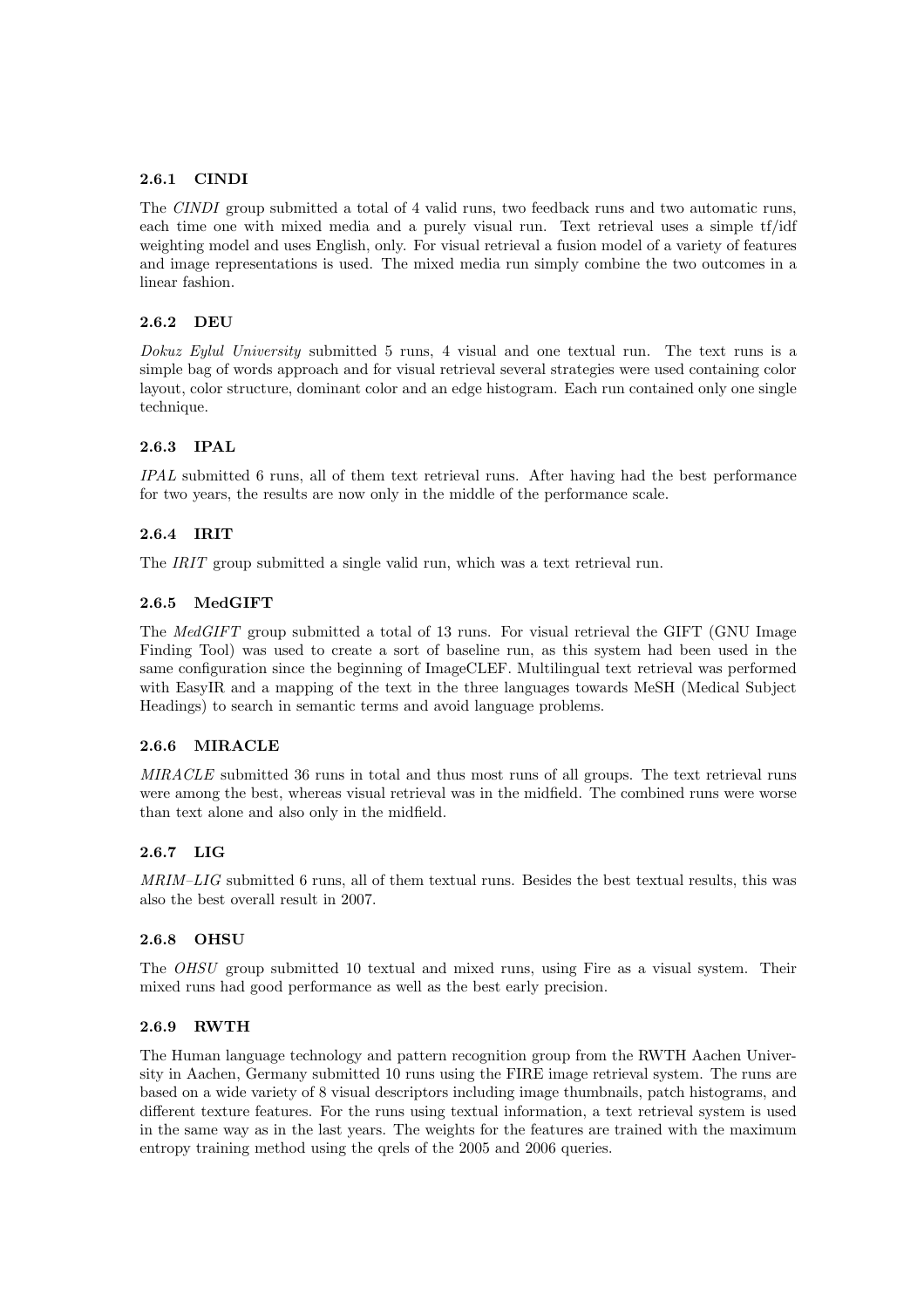#### 2.6.1 CINDI

The *CINDI* group submitted a total of 4 valid runs, two feedback runs and two automatic runs, each time one with mixed media and a purely visual run. Text retrieval uses a simple tf/idf weighting model and uses English, only. For visual retrieval a fusion model of a variety of features and image representations is used. The mixed media run simply combine the two outcomes in a linear fashion.

#### 2.6.2 DEU

*Dokuz Eylul University* submitted 5 runs, 4 visual and one textual run. The text runs is a simple bag of words approach and for visual retrieval several strategies were used containing color layout, color structure, dominant color and an edge histogram. Each run contained only one single technique.

#### 2.6.3 IPAL

*IPAL* submitted 6 runs, all of them text retrieval runs. After having had the best performance for two years, the results are now only in the middle of the performance scale.

#### 2.6.4 IRIT

The *IRIT* group submitted a single valid run, which was a text retrieval run.

#### 2.6.5 MedGIFT

The *MedGIFT* group submitted a total of 13 runs. For visual retrieval the GIFT (GNU Image Finding Tool) was used to create a sort of baseline run, as this system had been used in the same configuration since the beginning of ImageCLEF. Multilingual text retrieval was performed with EasyIR and a mapping of the text in the three languages towards MeSH (Medical Subject Headings) to search in semantic terms and avoid language problems.

#### 2.6.6 MIRACLE

*MIRACLE* submitted 36 runs in total and thus most runs of all groups. The text retrieval runs were among the best, whereas visual retrieval was in the midfield. The combined runs were worse than text alone and also only in the midfield.

#### 2.6.7 LIG

*MRIM–LIG* submitted 6 runs, all of them textual runs. Besides the best textual results, this was also the best overall result in 2007.

#### 2.6.8 OHSU

The *OHSU* group submitted 10 textual and mixed runs, using Fire as a visual system. Their mixed runs had good performance as well as the best early precision.

#### 2.6.9 RWTH

The Human language technology and pattern recognition group from the RWTH Aachen University in Aachen, Germany submitted 10 runs using the FIRE image retrieval system. The runs are based on a wide variety of 8 visual descriptors including image thumbnails, patch histograms, and different texture features. For the runs using textual information, a text retrieval system is used in the same way as in the last years. The weights for the features are trained with the maximum entropy training method using the qrels of the 2005 and 2006 queries.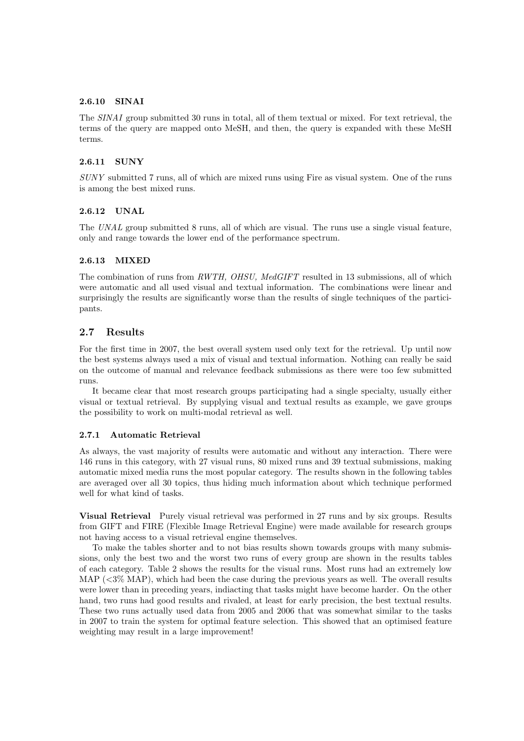#### 2.6.10 SINAI

The *SINAI* group submitted 30 runs in total, all of them textual or mixed. For text retrieval, the terms of the query are mapped onto MeSH, and then, the query is expanded with these MeSH terms.

#### 2.6.11 SUNY

*SUNY* submitted 7 runs, all of which are mixed runs using Fire as visual system. One of the runs is among the best mixed runs.

#### 2.6.12 UNAL

The *UNAL* group submitted 8 runs, all of which are visual. The runs use a single visual feature, only and range towards the lower end of the performance spectrum.

#### 2.6.13 MIXED

The combination of runs from *RWTH, OHSU, MedGIFT* resulted in 13 submissions, all of which were automatic and all used visual and textual information. The combinations were linear and surprisingly the results are significantly worse than the results of single techniques of the participants.

## 2.7 Results

For the first time in 2007, the best overall system used only text for the retrieval. Up until now the best systems always used a mix of visual and textual information. Nothing can really be said on the outcome of manual and relevance feedback submissions as there were too few submitted runs.

It became clear that most research groups participating had a single specialty, usually either visual or textual retrieval. By supplying visual and textual results as example, we gave groups the possibility to work on multi-modal retrieval as well.

### 2.7.1 Automatic Retrieval

As always, the vast majority of results were automatic and without any interaction. There were 146 runs in this category, with 27 visual runs, 80 mixed runs and 39 textual submissions, making automatic mixed media runs the most popular category. The results shown in the following tables are averaged over all 30 topics, thus hiding much information about which technique performed well for what kind of tasks.

**Visual Retrieval** Purely visual retrieval was performed in 27 runs and by six groups. Results from GIFT and FIRE (Flexible Image Retrieval Engine) were made available for research groups not having access to a visual retrieval engine themselves.

To make the tables shorter and to not bias results shown towards groups with many submissions, only the best two and the worst two runs of every group are shown in the results tables of each category. Table 2 shows the results for the visual runs. Most runs had an extremely low MAP (<3% MAP), which had been the case during the previous years as well. The overall results were lower than in preceding years, indiacting that tasks might have become harder. On the other hand, two runs had good results and rivaled, at least for early precision, the best textual results. These two runs actually used data from 2005 and 2006 that was somewhat similar to the tasks in 2007 to train the system for optimal feature selection. This showed that an optimised feature weighting may result in a large improvement!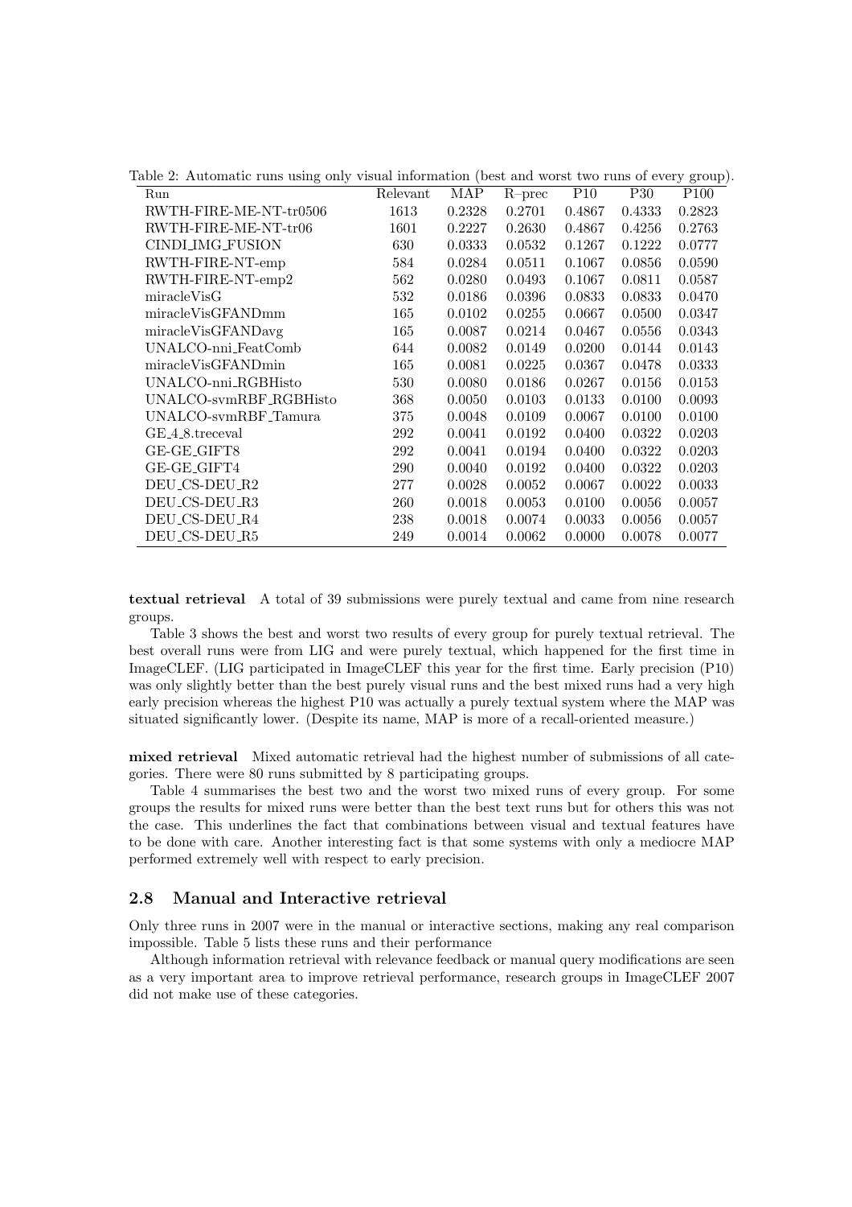Table 2: Automatic runs using only visual information (best and worst two runs of every group).

| Run | Relevant | MAP | R–prec | P10 | P30 | P100 |
|---|---|---|---|---|---|---|
| RWTH-FIRE-ME-NT-tr0506 | 1613 | 0.2328 | 0.2701 | 0.4867 | 0.4333 | 0.2823 |
| RWTH-FIRE-ME-NT-tr06 | 1601 | 0.2227 | 0.2630 | 0.4867 | 0.4256 | 0.2763 |
| CINDI_IMG_FUSION | 630 | 0.0333 | 0.0532 | 0.1267 | 0.1222 | 0.0777 |
| RWTH-FIRE-NT-emp | 584 | 0.0284 | 0.0511 | 0.1067 | 0.0856 | 0.0590 |
| RWTH-FIRE-NT-emp2 | 562 | 0.0280 | 0.0493 | 0.1067 | 0.0811 | 0.0587 |
| miracleVisG | 532 | 0.0186 | 0.0396 | 0.0833 | 0.0833 | 0.0470 |
| miracleVisGFANDmm | 165 | 0.0102 | 0.0255 | 0.0667 | 0.0500 | 0.0347 |
| miracleVisGFANDavg | 165 | 0.0087 | 0.0214 | 0.0467 | 0.0556 | 0.0343 |
| UNALCO-nni_FeatComb | 644 | 0.0082 | 0.0149 | 0.0200 | 0.0144 | 0.0143 |
| miracleVisGFANDmin | 165 | 0.0081 | 0.0225 | 0.0367 | 0.0478 | 0.0333 |
| UNALCO-nni_RGBHisto | 530 | 0.0080 | 0.0186 | 0.0267 | 0.0156 | 0.0153 |
| UNALCO-svmRBF_RGBHisto | 368 | 0.0050 | 0.0103 | 0.0133 | 0.0100 | 0.0093 |
| UNALCO-svmRBF_Tamura | 375 | 0.0048 | 0.0109 | 0.0067 | 0.0100 | 0.0100 |
| GE_4_8.treceval | 292 | 0.0041 | 0.0192 | 0.0400 | 0.0322 | 0.0203 |
| GE-GE_GIFT8 | 292 | 0.0041 | 0.0194 | 0.0400 | 0.0322 | 0.0203 |
| GE-GE_GIFT4 | 290 | 0.0040 | 0.0192 | 0.0400 | 0.0322 | 0.0203 |
| DEU_CS-DEU_R2 | 277 | 0.0028 | 0.0052 | 0.0067 | 0.0022 | 0.0033 |
| DEU_CS-DEU_R3 | 260 | 0.0018 | 0.0053 | 0.0100 | 0.0056 | 0.0057 |
| DEU_CS-DEU_R4 | 238 | 0.0018 | 0.0074 | 0.0033 | 0.0056 | 0.0057 |
| DEU_CS-DEU_R5 | 249 | 0.0014 | 0.0062 | 0.0000 | 0.0078 | 0.0077 |

**textual retrieval** A total of 39 submissions were purely textual and came from nine research groups.

Table 3 shows the best and worst two results of every group for purely textual retrieval. The best overall runs were from LIG and were purely textual, which happened for the first time in ImageCLEF. (LIG participated in ImageCLEF this year for the first time. Early precision (P10) was only slightly better than the best purely visual runs and the best mixed runs had a very high early precision whereas the highest P10 was actually a purely textual system where the MAP was situated significantly lower. (Despite its name, MAP is more of a recall-oriented measure.)

**mixed retrieval** Mixed automatic retrieval had the highest number of submissions of all categories. There were 80 runs submitted by 8 participating groups.

Table 4 summarises the best two and the worst two mixed runs of every group. For some groups the results for mixed runs were better than the best text runs but for others this was not the case. This underlines the fact that combinations between visual and textual features have to be done with care. Another interesting fact is that some systems with only a mediocre MAP performed extremely well with respect to early precision.

## 2.8 Manual and Interactive retrieval

Only three runs in 2007 were in the manual or interactive sections, making any real comparison impossible. Table 5 lists these runs and their performance

Although information retrieval with relevance feedback or manual query modifications are seen as a very important area to improve retrieval performance, research groups in ImageCLEF 2007 did not make use of these categories.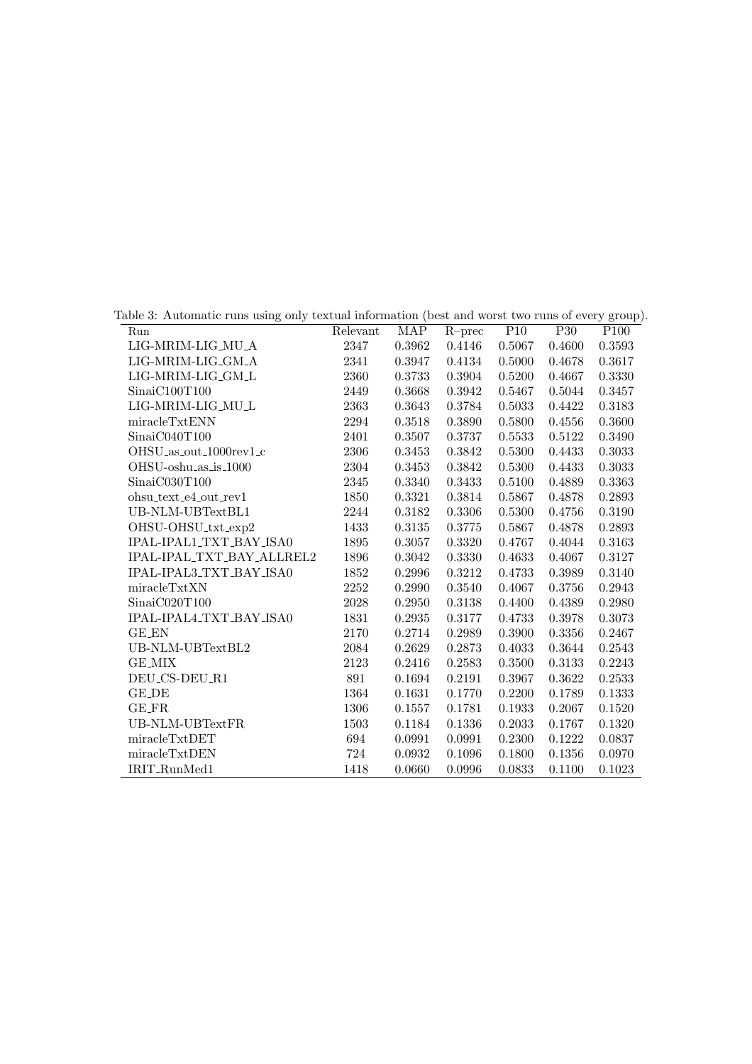Table 3: Automatic runs using only textual information (best and worst two runs of every group).

| Run | Relevant | MAP | R–prec | P10 | P30 | P100 |
|---|---|---|---|---|---|---|
| LIG-MRIM-LIG_MU_A | 2347 | 0.3962 | 0.4146 | 0.5067 | 0.4600 | 0.3593 |
| LIG-MRIM-LIG_GM_A | 2341 | 0.3947 | 0.4134 | 0.5000 | 0.4678 | 0.3617 |
| LIG-MRIM-LIG_GM_L | 2360 | 0.3733 | 0.3904 | 0.5200 | 0.4667 | 0.3330 |
| SinaiC100T100 | 2449 | 0.3668 | 0.3942 | 0.5467 | 0.5044 | 0.3457 |
| LIG-MRIM-LIG_MU_L | 2363 | 0.3643 | 0.3784 | 0.5033 | 0.4422 | 0.3183 |
| miracleTxtENN | 2294 | 0.3518 | 0.3890 | 0.5800 | 0.4556 | 0.3600 |
| SinaiC040T100 | 2401 | 0.3507 | 0.3737 | 0.5533 | 0.5122 | 0.3490 |
| OHSU_as_out_1000rev1_c | 2306 | 0.3453 | 0.3842 | 0.5300 | 0.4433 | 0.3033 |
| OHSU-oshu_as_is_1000 | 2304 | 0.3453 | 0.3842 | 0.5300 | 0.4433 | 0.3033 |
| SinaiC030T100 | 2345 | 0.3340 | 0.3433 | 0.5100 | 0.4889 | 0.3363 |
| ohsu_text_e4_out_rev1 | 1850 | 0.3321 | 0.3814 | 0.5867 | 0.4878 | 0.2893 |
| UB-NLM-UBTextBL1 | 2244 | 0.3182 | 0.3306 | 0.5300 | 0.4756 | 0.3190 |
| OHSU-OHSU_txt_exp2 | 1433 | 0.3135 | 0.3775 | 0.5867 | 0.4878 | 0.2893 |
| IPAL-IPAL1_TXT_BAY_ISA0 | 1895 | 0.3057 | 0.3320 | 0.4767 | 0.4044 | 0.3163 |
| IPAL-IPAL_TXT_BAY_ALLREL2 | 1896 | 0.3042 | 0.3330 | 0.4633 | 0.4067 | 0.3127 |
| IPAL-IPAL3_TXT_BAY_ISA0 | 1852 | 0.2996 | 0.3212 | 0.4733 | 0.3989 | 0.3140 |
| miracleTxtXN | 2252 | 0.2990 | 0.3540 | 0.4067 | 0.3756 | 0.2943 |
| SinaiC020T100 | 2028 | 0.2950 | 0.3138 | 0.4400 | 0.4389 | 0.2980 |
| IPAL-IPAL4_TXT_BAY_ISA0 | 1831 | 0.2935 | 0.3177 | 0.4733 | 0.3978 | 0.3073 |
| GE_EN | 2170 | 0.2714 | 0.2989 | 0.3900 | 0.3356 | 0.2467 |
| UB-NLM-UBTextBL2 | 2084 | 0.2629 | 0.2873 | 0.4033 | 0.3644 | 0.2543 |
| GE_MIX | 2123 | 0.2416 | 0.2583 | 0.3500 | 0.3133 | 0.2243 |
| DEU_CS-DEU_R1 | 891 | 0.1694 | 0.2191 | 0.3967 | 0.3622 | 0.2533 |
| GE_DE | 1364 | 0.1631 | 0.1770 | 0.2200 | 0.1789 | 0.1333 |
| GE_FR | 1306 | 0.1557 | 0.1781 | 0.1933 | 0.2067 | 0.1520 |
| UB-NLM-UBTextFR | 1503 | 0.1184 | 0.1336 | 0.2033 | 0.1767 | 0.1320 |
| miracleTxtDET | 694 | 0.0991 | 0.0991 | 0.2300 | 0.1222 | 0.0837 |
| miracleTxtDEN | 724 | 0.0932 | 0.1096 | 0.1800 | 0.1356 | 0.0970 |
| IRIT_RunMed1 | 1418 | 0.0660 | 0.0996 | 0.0833 | 0.1100 | 0.1023 |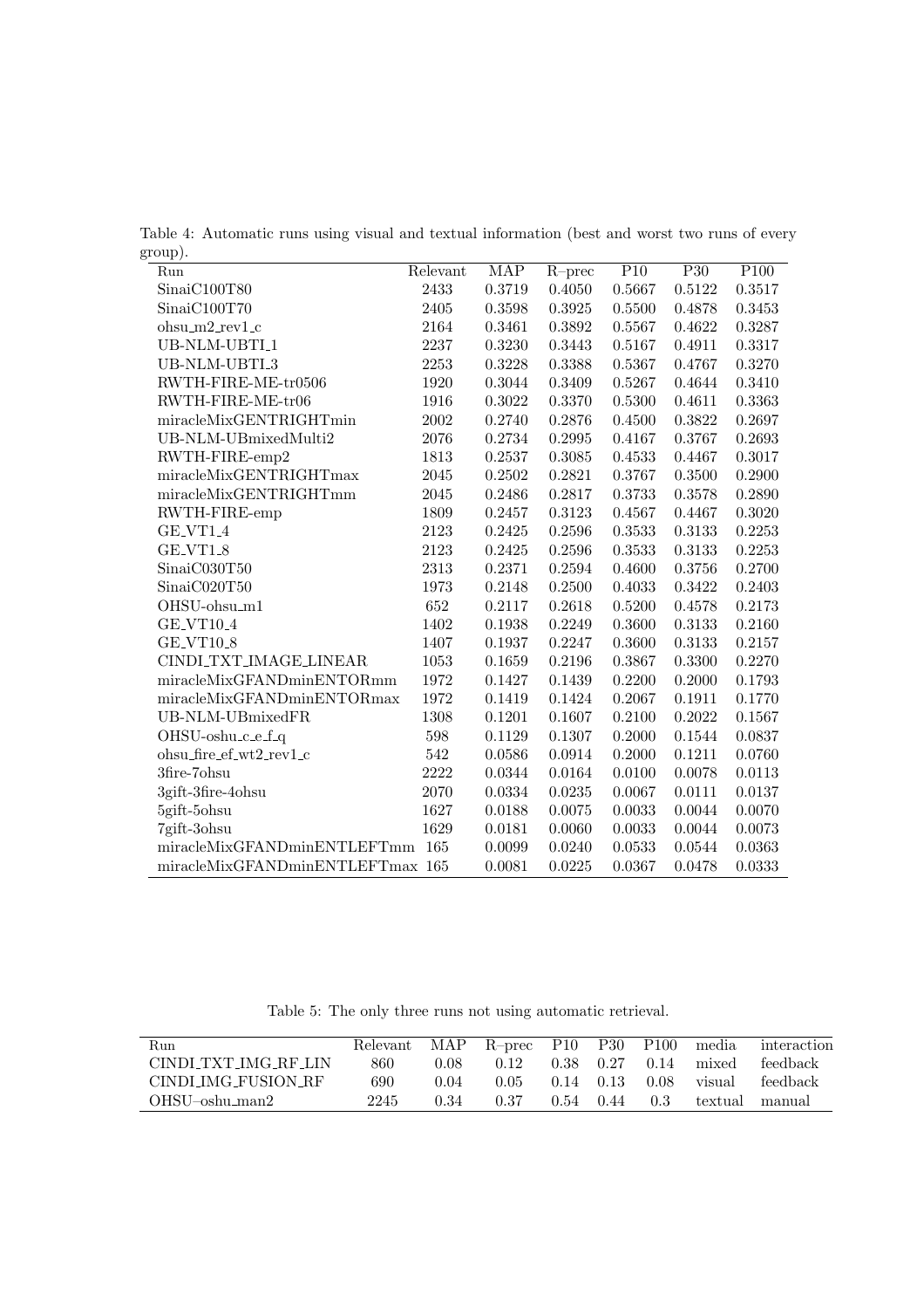Table 4: Automatic runs using visual and textual information (best and worst two runs of every group).

| Run | Relevant | MAP | R–prec | P10 | P30 | P100 |
|---|---|---|---|---|---|---|
| SinaiC100T80 | 2433 | 0.3719 | 0.4050 | 0.5667 | 0.5122 | 0.3517 |
| SinaiC100T70 | 2405 | 0.3598 | 0.3925 | 0.5500 | 0.4878 | 0.3453 |
| ohsu_m2_rev1_c | 2164 | 0.3461 | 0.3892 | 0.5567 | 0.4622 | 0.3287 |
| UB-NLM-UBTI_1 | 2237 | 0.3230 | 0.3443 | 0.5167 | 0.4911 | 0.3317 |
| UB-NLM-UBTI_3 | 2253 | 0.3228 | 0.3388 | 0.5367 | 0.4767 | 0.3270 |
| RWTH-FIRE-ME-tr0506 | 1920 | 0.3044 | 0.3409 | 0.5267 | 0.4644 | 0.3410 |
| RWTH-FIRE-ME-tr06 | 1916 | 0.3022 | 0.3370 | 0.5300 | 0.4611 | 0.3363 |
| miracleMixGENTRIGHTmin | 2002 | 0.2740 | 0.2876 | 0.4500 | 0.3822 | 0.2697 |
| UB-NLM-UBmixedMulti2 | 2076 | 0.2734 | 0.2995 | 0.4167 | 0.3767 | 0.2693 |
| RWTH-FIRE-emp2 | 1813 | 0.2537 | 0.3085 | 0.4533 | 0.4467 | 0.3017 |
| miracleMixGENTRIGHTmax | 2045 | 0.2502 | 0.2821 | 0.3767 | 0.3500 | 0.2900 |
| miracleMixGENTRIGHTmm | 2045 | 0.2486 | 0.2817 | 0.3733 | 0.3578 | 0.2890 |
| RWTH-FIRE-emp | 1809 | 0.2457 | 0.3123 | 0.4567 | 0.4467 | 0.3020 |
| GE_VT1_4 | 2123 | 0.2425 | 0.2596 | 0.3533 | 0.3133 | 0.2253 |
| GE_VT1_8 | 2123 | 0.2425 | 0.2596 | 0.3533 | 0.3133 | 0.2253 |
| SinaiC030T50 | 2313 | 0.2371 | 0.2594 | 0.4600 | 0.3756 | 0.2700 |
| SinaiC020T50 | 1973 | 0.2148 | 0.2500 | 0.4033 | 0.3422 | 0.2403 |
| OHSU-ohsu_m1 | 652 | 0.2117 | 0.2618 | 0.5200 | 0.4578 | 0.2173 |
| GE_VT10_4 | 1402 | 0.1938 | 0.2249 | 0.3600 | 0.3133 | 0.2160 |
| GE_VT10_8 | 1407 | 0.1937 | 0.2247 | 0.3600 | 0.3133 | 0.2157 |
| CINDI_TXT_IMAGE_LINEAR | 1053 | 0.1659 | 0.2196 | 0.3867 | 0.3300 | 0.2270 |
| miracleMixGFANDminENTORmm | 1972 | 0.1427 | 0.1439 | 0.2200 | 0.2000 | 0.1793 |
| miracleMixGFANDminENTORmax | 1972 | 0.1419 | 0.1424 | 0.2067 | 0.1911 | 0.1770 |
| UB-NLM-UBmixedFR | 1308 | 0.1201 | 0.1607 | 0.2100 | 0.2022 | 0.1567 |
| OHSU-oshu_c_e_f_q | 598 | 0.1129 | 0.1307 | 0.2000 | 0.1544 | 0.0837 |
| ohsu_fire_ef_wt2_rev1_c | 542 | 0.0586 | 0.0914 | 0.2000 | 0.1211 | 0.0760 |
| 3fire-7ohsu | 2222 | 0.0344 | 0.0164 | 0.0100 | 0.0078 | 0.0113 |
| 3gift-3fire-4ohsu | 2070 | 0.0334 | 0.0235 | 0.0067 | 0.0111 | 0.0137 |
| 5gift-5ohsu | 1627 | 0.0188 | 0.0075 | 0.0033 | 0.0044 | 0.0070 |
| 7gift-3ohsu | 1629 | 0.0181 | 0.0060 | 0.0033 | 0.0044 | 0.0073 |
| miracleMixGFANDminENTLEFTmm | 165 | 0.0099 | 0.0240 | 0.0533 | 0.0544 | 0.0363 |
| miracleMixGFANDminENTLEFTmax | 165 | 0.0081 | 0.0225 | 0.0367 | 0.0478 | 0.0333 |

Table 5: The only three runs not using automatic retrieval.

| Run | Relevant | MAP | R–prec | P10 | P30 | P100 | media | interaction |
|---|---|---|---|---|---|---|---|---|
| CINDI_TXT_IMG_RF_LIN | 860 | 0.08 | 0.12 | 0.38 | 0.27 | 0.14 | mixed | feedback |
| CINDI_IMG_FUSION_RF | 690 | 0.04 | 0.05 | 0.14 | 0.13 | 0.08 | visual | feedback |
| OHSU–oshu_man2 | 2245 | 0.34 | 0.37 | 0.54 | 0.44 | 0.3 | textual | manual |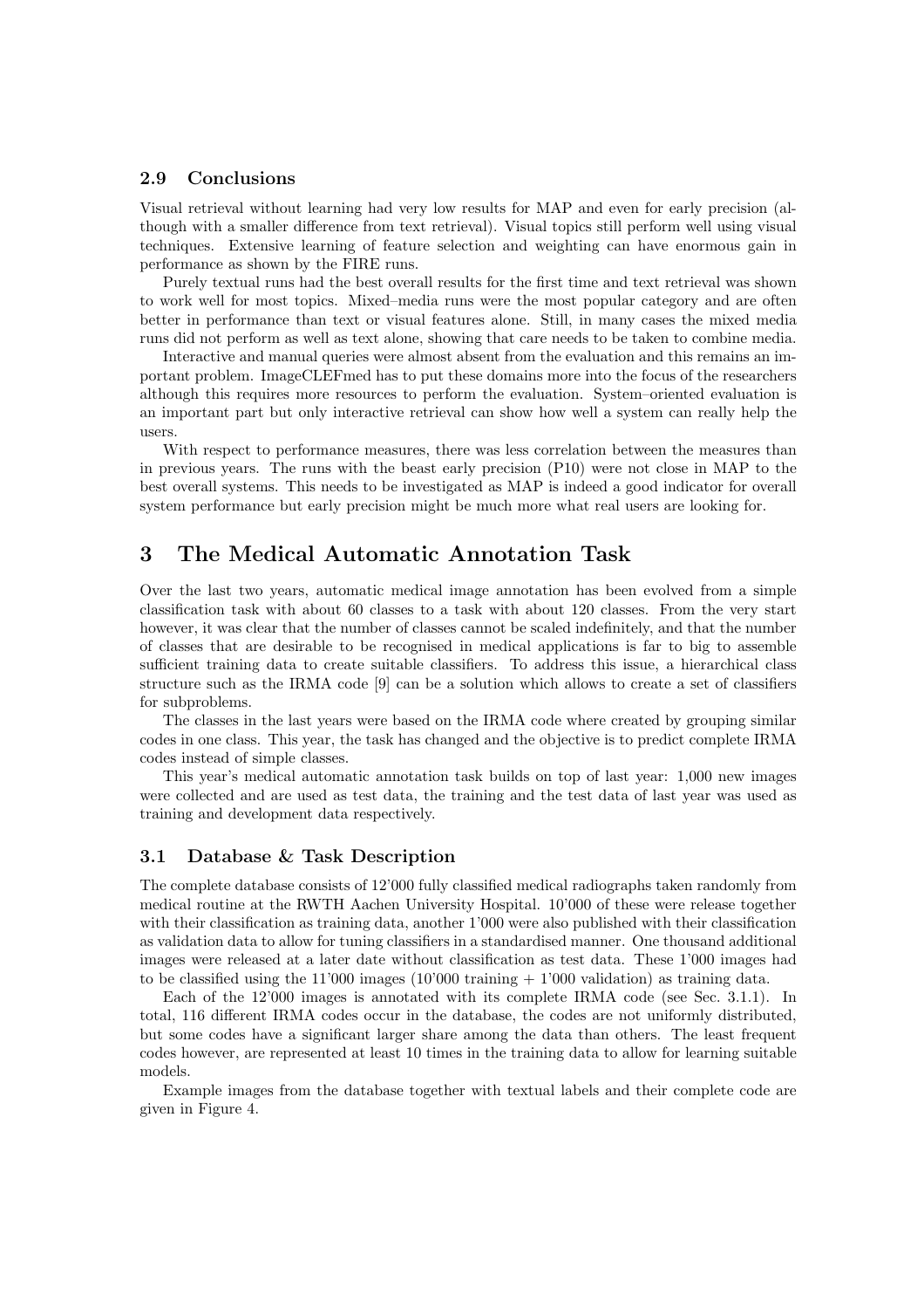### 2.9 Conclusions

Visual retrieval without learning had very low results for MAP and even for early precision (although with a smaller difference from text retrieval). Visual topics still perform well using visual techniques. Extensive learning of feature selection and weighting can have enormous gain in performance as shown by the FIRE runs.

Purely textual runs had the best overall results for the first time and text retrieval was shown to work well for most topics. Mixed–media runs were the most popular category and are often better in performance than text or visual features alone. Still, in many cases the mixed media runs did not perform as well as text alone, showing that care needs to be taken to combine media.

Interactive and manual queries were almost absent from the evaluation and this remains an important problem. ImageCLEFmed has to put these domains more into the focus of the researchers although this requires more resources to perform the evaluation. System–oriented evaluation is an important part but only interactive retrieval can show how well a system can really help the users.

With respect to performance measures, there was less correlation between the measures than in previous years. The runs with the beast early precision (P10) were not close in MAP to the best overall systems. This needs to be investigated as MAP is indeed a good indicator for overall system performance but early precision might be much more what real users are looking for.

## 3 The Medical Automatic Annotation Task

Over the last two years, automatic medical image annotation has been evolved from a simple classification task with about 60 classes to a task with about 120 classes. From the very start however, it was clear that the number of classes cannot be scaled indefinitely, and that the number of classes that are desirable to be recognised in medical applications is far to big to assemble sufficient training data to create suitable classifiers. To address this issue, a hierarchical class structure such as the IRMA code [9] can be a solution which allows to create a set of classifiers for subproblems.

The classes in the last years were based on the IRMA code where created by grouping similar codes in one class. This year, the task has changed and the objective is to predict complete IRMA codes instead of simple classes.

This year's medical automatic annotation task builds on top of last year: 1,000 new images were collected and are used as test data, the training and the test data of last year was used as training and development data respectively.

### 3.1 Database & Task Description

The complete database consists of 12'000 fully classified medical radiographs taken randomly from medical routine at the RWTH Aachen University Hospital. 10'000 of these were release together with their classification as training data, another 1'000 were also published with their classification as validation data to allow for tuning classifiers in a standardised manner. One thousand additional images were released at a later date without classification as test data. These 1'000 images had to be classified using the 11'000 images (10'000 training + 1'000 validation) as training data.

Each of the 12'000 images is annotated with its complete IRMA code (see Sec. 3.1.1). In total, 116 different IRMA codes occur in the database, the codes are not uniformly distributed, but some codes have a significant larger share among the data than others. The least frequent codes however, are represented at least 10 times in the training data to allow for learning suitable models.

Example images from the database together with textual labels and their complete code are given in Figure 4.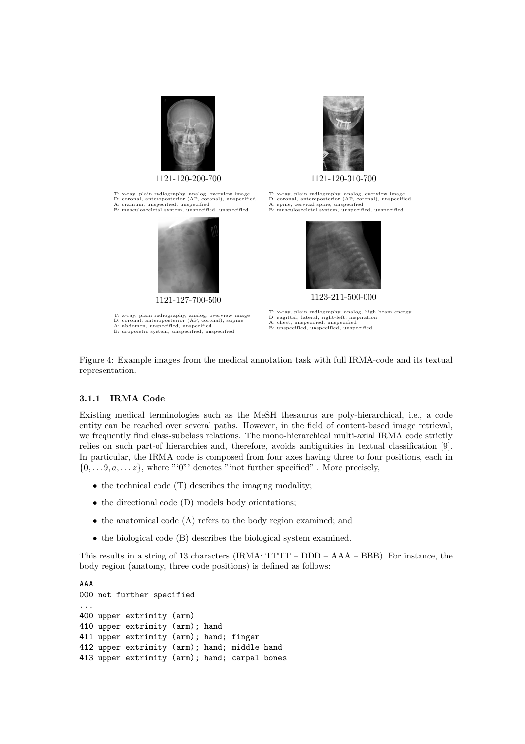1121-120-200-700

T: x-ray, plain radiography, analog, overview image
D: coronal, anteroposterior (AP, coronal), unspecified
A: cranium, unspecified, unspecified
B: musculosceletal system, unspecified, unspecified

1121-120-310-700

T: x-ray, plain radiography, analog, overview image
D: coronal, anteroposterior (AP, coronal), unspecified
A: spine, cervical spine, unspecified
B: musculosceletal system, unspecified, unspecified

1121-127-700-500

T: x-ray, plain radiography, analog, overview image
D: coronal, anteroposterior (AP, coronal), supine
A: abdomen, unspecified, unspecified
B: uropoietic system, unspecified, unspecified

1123-211-500-000

T: x-ray, plain radiography, analog, high beam energy
D: sagittal, lateral, right-left, inspiration
A: chest, unspecified, unspecified
B: unspecified, unspecified, unspecified

Figure 4: Example images from the medical annotation task with full IRMA-code and its textual representation.

### 3.1.1 IRMA Code

Existing medical terminologies such as the MeSH thesaurus are poly-hierarchical, i.e., a code entity can be reached over several paths. However, in the field of content-based image retrieval, we frequently find class-subclass relations. The mono-hierarchical multi-axial IRMA code strictly relies on such part-of hierarchies and, therefore, avoids ambiguities in textual classification [9]. In particular, the IRMA code is composed from four axes having three to four positions, each in $\{0, \dots 9, a, \dots z\}$, where "'0"' denotes "'not further specified"'. More precisely,

- the technical code (T) describes the imaging modality;
- the directional code (D) models body orientations;
- the anatomical code (A) refers to the body region examined; and
- the biological code (B) describes the biological system examined.

This results in a string of 13 characters (IRMA: TTTT – DDD – AAA – BBB). For instance, the body region (anatomy, three code positions) is defined as follows:

```
AAA
000 not further specified
...
400 upper extrimity (arm)
410 upper extrimity (arm); hand
411 upper extrimity (arm); hand; finger
412 upper extrimity (arm); hand; middle hand
413 upper extrimity (arm); hand; carpal bones
```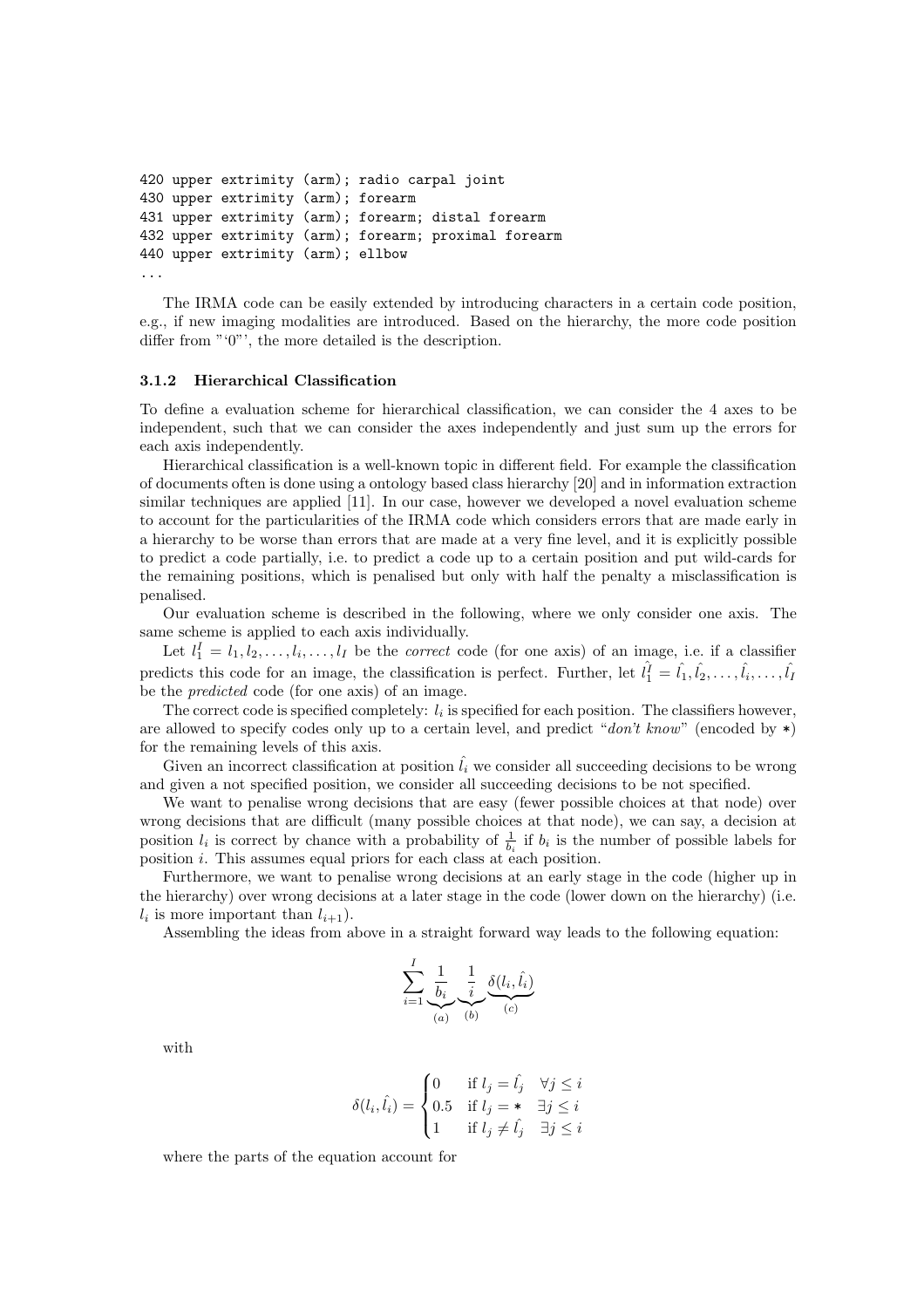```
420 upper extrimity (arm); radio carpal joint
430 upper extrimity (arm); forearm
431 upper extrimity (arm); forearm; distal forearm
432 upper extrimity (arm); forearm; proximal forearm
440 upper extrimity (arm); ellbow
...
```

The IRMA code can be easily extended by introducing characters in a certain code position, e.g., if new imaging modalities are introduced. Based on the hierarchy, the more code position differ from "‘0"’, the more detailed is the description.

### 3.1.2 Hierarchical Classification

To define a evaluation scheme for hierarchical classification, we can consider the 4 axes to be independent, such that we can consider the axes independently and just sum up the errors for each axis independently.

Hierarchical classification is a well-known topic in different field. For example the classification of documents often is done using a ontology based class hierarchy [20] and in information extraction similar techniques are applied [11]. In our case, however we developed a novel evaluation scheme to account for the particularities of the IRMA code which considers errors that are made early in a hierarchy to be worse than errors that are made at a very fine level, and it is explicitly possible to predict a code partially, i.e. to predict a code up to a certain position and put wild-cards for the remaining positions, which is penalised but only with half the penalty a misclassification is penalised.

Our evaluation scheme is described in the following, where we only consider one axis. The same scheme is applied to each axis individually.

Let $l_1^I = l_1, l_2, \ldots, l_i, \ldots, l_I$ be the *correct* code (for one axis) of an image, i.e. if a classifier predicts this code for an image, the classification is perfect. Further, let $\hat{l_1^I} = \hat{l_1}, \hat{l_2}, \ldots, \hat{l_i}, \ldots, \hat{l_I}$ be the *predicted* code (for one axis) of an image.

The correct code is specified completely: $l_i$ is specified for each position. The classifiers however, are allowed to specify codes only up to a certain level, and predict "*don't know*" (encoded by $*$) for the remaining levels of this axis.

Given an incorrect classification at position $\hat{l_i}$ we consider all succeeding decisions to be wrong and given a not specified position, we consider all succeeding decisions to be not specified.

We want to penalise wrong decisions that are easy (fewer possible choices at that node) over wrong decisions that are difficult (many possible choices at that node), we can say, a decision at position $l_i$ is correct by chance with a probability of $\frac{1}{b_i}$ if $b_i$ is the number of possible labels for position $i$. This assumes equal priors for each class at each position.

Furthermore, we want to penalise wrong decisions at an early stage in the code (higher up in the hierarchy) over wrong decisions at a later stage in the code (lower down on the hierarchy) (i.e. $l_i$ is more important than $l_{i+1}$).

Assembling the ideas from above in a straight forward way leads to the following equation:

$$\sum_{i=1}^{I} \underbrace{\frac{1}{b_i}}_{(a)} \underbrace{\frac{1}{i}}_{(b)} \underbrace{\delta(l_i, \hat{l_i})}_{(c)}$$

with

$$\delta(l_i, \hat{l_i}) = \begin{cases} 0 & \text{if } l_j = \hat{l_j} \quad \forall j \leq i \\ 0.5 & \text{if } l_j = * \quad \exists j \leq i \\ 1 & \text{if } l_j \neq \hat{l_j} \quad \exists j \leq i \end{cases}$$

where the parts of the equation account for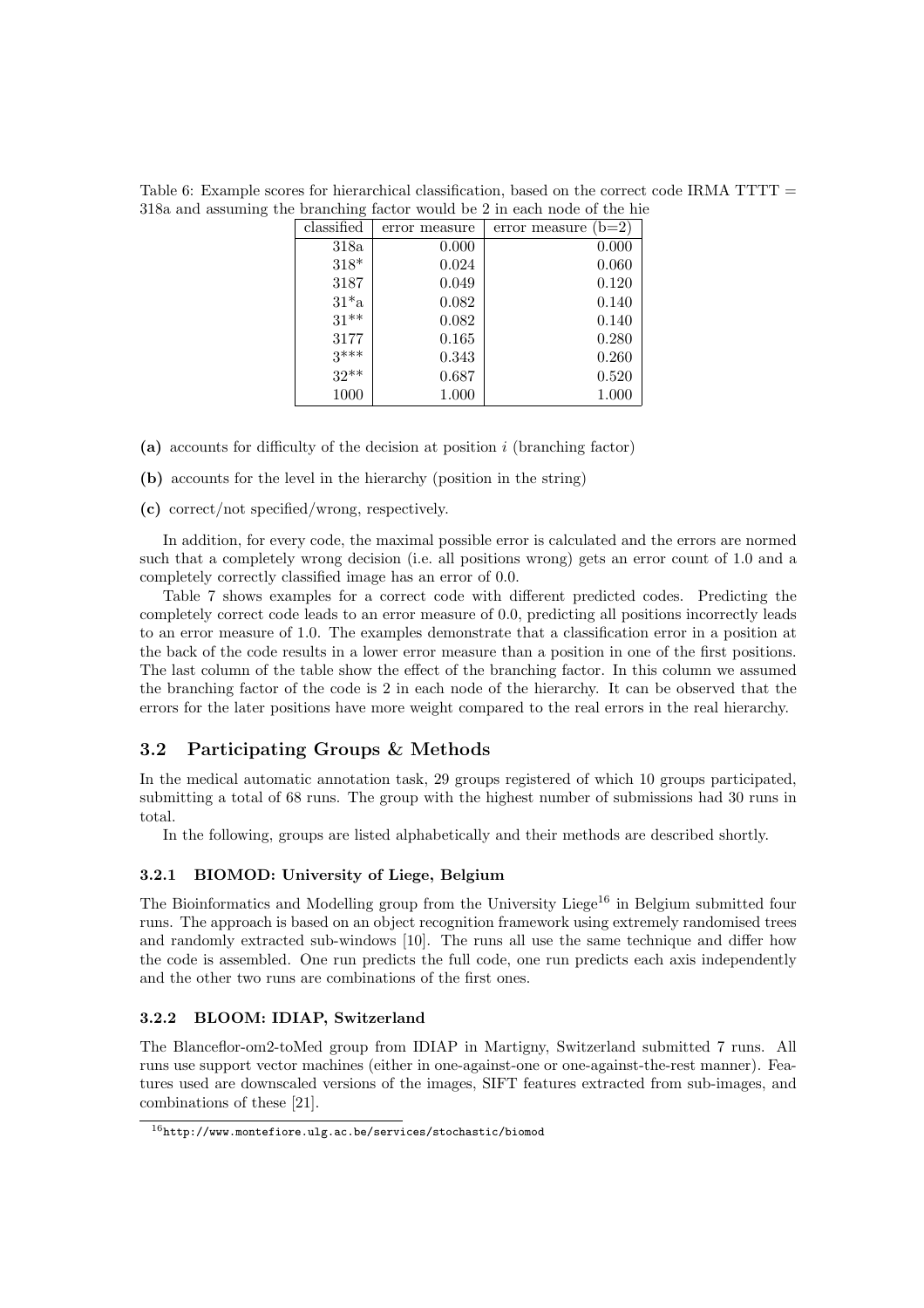Table 6: Example scores for hierarchical classification, based on the correct code IRMA TTTT = 318a and assuming the branching factor would be 2 in each node of the hie

| classified | error measure | error measure (b=2) |
|---|---|---|
| 318a | 0.000 | 0.000 |
| 318* | 0.024 | 0.060 |
| 3187 | 0.049 | 0.120 |
| 31*a | 0.082 | 0.140 |
| 31** | 0.082 | 0.140 |
| 3177 | 0.165 | 0.280 |
| 3*** | 0.343 | 0.260 |
| 32** | 0.687 | 0.520 |
| 1000 | 1.000 | 1.000 |

**(a)** accounts for difficulty of the decision at position $i$ (branching factor)

**(b)** accounts for the level in the hierarchy (position in the string)

**(c)** correct/not specified/wrong, respectively.

In addition, for every code, the maximal possible error is calculated and the errors are normed such that a completely wrong decision (i.e. all positions wrong) gets an error count of 1.0 and a completely correctly classified image has an error of 0.0.

Table 7 shows examples for a correct code with different predicted codes. Predicting the completely correct code leads to an error measure of 0.0, predicting all positions incorrectly leads to an error measure of 1.0. The examples demonstrate that a classification error in a position at the back of the code results in a lower error measure than a position in one of the first positions. The last column of the table show the effect of the branching factor. In this column we assumed the branching factor of the code is 2 in each node of the hierarchy. It can be observed that the errors for the later positions have more weight compared to the real errors in the real hierarchy.

## 3.2 Participating Groups & Methods

In the medical automatic annotation task, 29 groups registered of which 10 groups participated, submitting a total of 68 runs. The group with the highest number of submissions had 30 runs in total.

In the following, groups are listed alphabetically and their methods are described shortly.

### 3.2.1 BIOMOD: University of Liege, Belgium

The Bioinformatics and Modelling group from the University Liege[16] in Belgium submitted four runs. The approach is based on an object recognition framework using extremely randomised trees and randomly extracted sub-windows [10]. The runs all use the same technique and differ how the code is assembled. One run predicts the full code, one run predicts each axis independently and the other two runs are combinations of the first ones.

### 3.2.2 BLOOM: IDIAP, Switzerland

The Blanceflor-om2-toMed group from IDIAP in Martigny, Switzerland submitted 7 runs. All runs use support vector machines (either in one-against-one or one-against-the-rest manner). Features used are downscaled versions of the images, SIFT features extracted from sub-images, and combinations of these [21].

[16] http://www.montefiore.ulg.ac.be/services/stochastic/biomod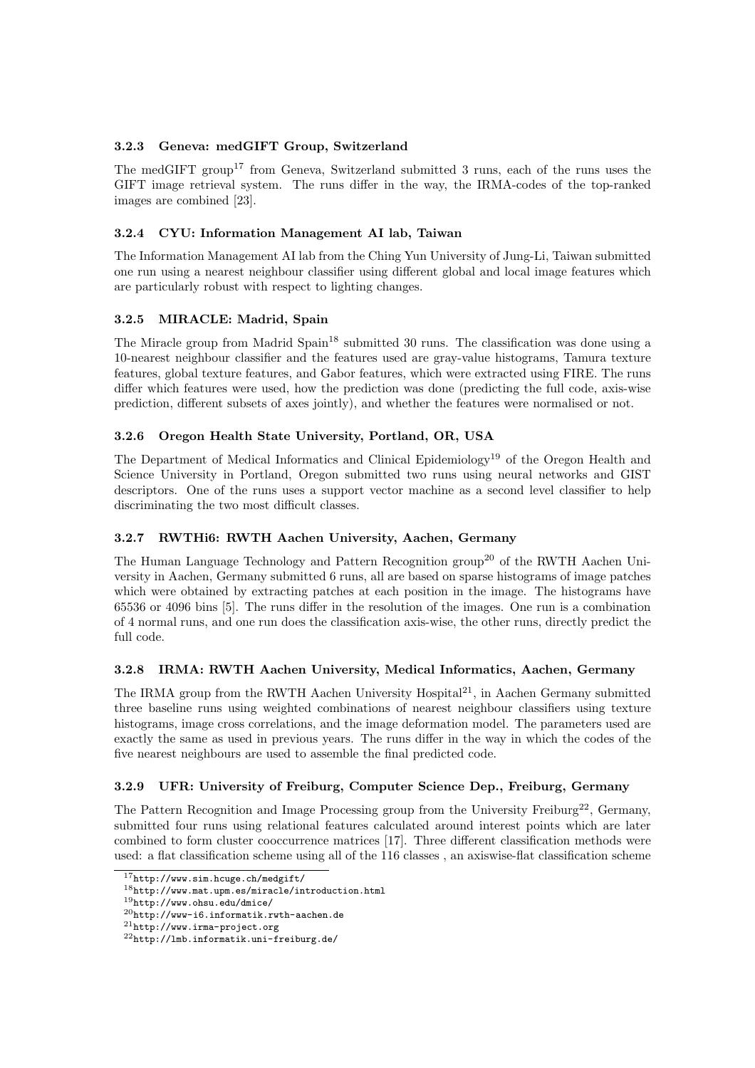#### 3.2.3 Geneva: medGIFT Group, Switzerland

The medGIFT group[17] from Geneva, Switzerland submitted 3 runs, each of the runs uses the GIFT image retrieval system. The runs differ in the way, the IRMA-codes of the top-ranked images are combined [23].

#### 3.2.4 CYU: Information Management AI lab, Taiwan

The Information Management AI lab from the Ching Yun University of Jung-Li, Taiwan submitted one run using a nearest neighbour classifier using different global and local image features which are particularly robust with respect to lighting changes.

#### 3.2.5 MIRACLE: Madrid, Spain

The Miracle group from Madrid Spain[18] submitted 30 runs. The classification was done using a 10-nearest neighbour classifier and the features used are gray-value histograms, Tamura texture features, global texture features, and Gabor features, which were extracted using FIRE. The runs differ which features were used, how the prediction was done (predicting the full code, axis-wise prediction, different subsets of axes jointly), and whether the features were normalised or not.

#### 3.2.6 Oregon Health State University, Portland, OR, USA

The Department of Medical Informatics and Clinical Epidemiology[19] of the Oregon Health and Science University in Portland, Oregon submitted two runs using neural networks and GIST descriptors. One of the runs uses a support vector machine as a second level classifier to help discriminating the two most difficult classes.

#### 3.2.7 RWTHi6: RWTH Aachen University, Aachen, Germany

The Human Language Technology and Pattern Recognition group[20] of the RWTH Aachen University in Aachen, Germany submitted 6 runs, all are based on sparse histograms of image patches which were obtained by extracting patches at each position in the image. The histograms have 65536 or 4096 bins [5]. The runs differ in the resolution of the images. One run is a combination of 4 normal runs, and one run does the classification axis-wise, the other runs, directly predict the full code.

#### 3.2.8 IRMA: RWTH Aachen University, Medical Informatics, Aachen, Germany

The IRMA group from the RWTH Aachen University Hospital[21], in Aachen Germany submitted three baseline runs using weighted combinations of nearest neighbour classifiers using texture histograms, image cross correlations, and the image deformation model. The parameters used are exactly the same as used in previous years. The runs differ in the way in which the codes of the five nearest neighbours are used to assemble the final predicted code.

#### 3.2.9 UFR: University of Freiburg, Computer Science Dep., Freiburg, Germany

The Pattern Recognition and Image Processing group from the University Freiburg[22], Germany, submitted four runs using relational features calculated around interest points which are later combined to form cluster cooccurrence matrices [17]. Three different classification methods were used: a flat classification scheme using all of the 116 classes , an axiswise-flat classification scheme

---

[17] http://www.sim.hcuge.ch/medgift/

[18] http://www.mat.upm.es/miracle/introduction.html

[19] http://www.ohsu.edu/dmice/

[20] http://www-i6.informatik.rwth-aachen.de

[21] http://www.irma-project.org

[22] http://lmb.informatik.uni-freiburg.de/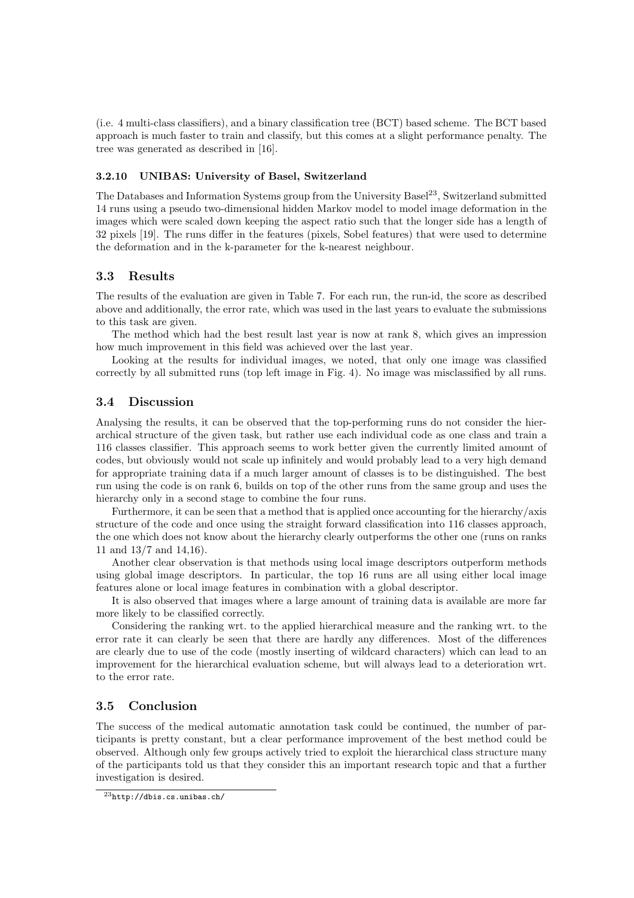(i.e. 4 multi-class classifiers), and a binary classification tree (BCT) based scheme. The BCT based approach is much faster to train and classify, but this comes at a slight performance penalty. The tree was generated as described in [16].

#### 3.2.10 UNIBAS: University of Basel, Switzerland

The Databases and Information Systems group from the University Basel[23], Switzerland submitted 14 runs using a pseudo two-dimensional hidden Markov model to model image deformation in the images which were scaled down keeping the aspect ratio such that the longer side has a length of 32 pixels [19]. The runs differ in the features (pixels, Sobel features) that were used to determine the deformation and in the k-parameter for the k-nearest neighbour.

### 3.3 Results

The results of the evaluation are given in Table 7. For each run, the run-id, the score as described above and additionally, the error rate, which was used in the last years to evaluate the submissions to this task are given.

The method which had the best result last year is now at rank 8, which gives an impression how much improvement in this field was achieved over the last year.

Looking at the results for individual images, we noted, that only one image was classified correctly by all submitted runs (top left image in Fig. 4). No image was misclassified by all runs.

### 3.4 Discussion

Analysing the results, it can be observed that the top-performing runs do not consider the hierarchical structure of the given task, but rather use each individual code as one class and train a 116 classes classifier. This approach seems to work better given the currently limited amount of codes, but obviously would not scale up infinitely and would probably lead to a very high demand for appropriate training data if a much larger amount of classes is to be distinguished. The best run using the code is on rank 6, builds on top of the other runs from the same group and uses the hierarchy only in a second stage to combine the four runs.

Furthermore, it can be seen that a method that is applied once accounting for the hierarchy/axis structure of the code and once using the straight forward classification into 116 classes approach, the one which does not know about the hierarchy clearly outperforms the other one (runs on ranks 11 and 13/7 and 14,16).

Another clear observation is that methods using local image descriptors outperform methods using global image descriptors. In particular, the top 16 runs are all using either local image features alone or local image features in combination with a global descriptor.

It is also observed that images where a large amount of training data is available are more far more likely to be classified correctly.

Considering the ranking wrt. to the applied hierarchical measure and the ranking wrt. to the error rate it can clearly be seen that there are hardly any differences. Most of the differences are clearly due to use of the code (mostly inserting of wildcard characters) which can lead to an improvement for the hierarchical evaluation scheme, but will always lead to a deterioration wrt. to the error rate.

### 3.5 Conclusion

The success of the medical automatic annotation task could be continued, the number of participants is pretty constant, but a clear performance improvement of the best method could be observed. Although only few groups actively tried to exploit the hierarchical class structure many of the participants told us that they consider this an important research topic and that a further investigation is desired.

[23]http://dbis.cs.unibas.ch/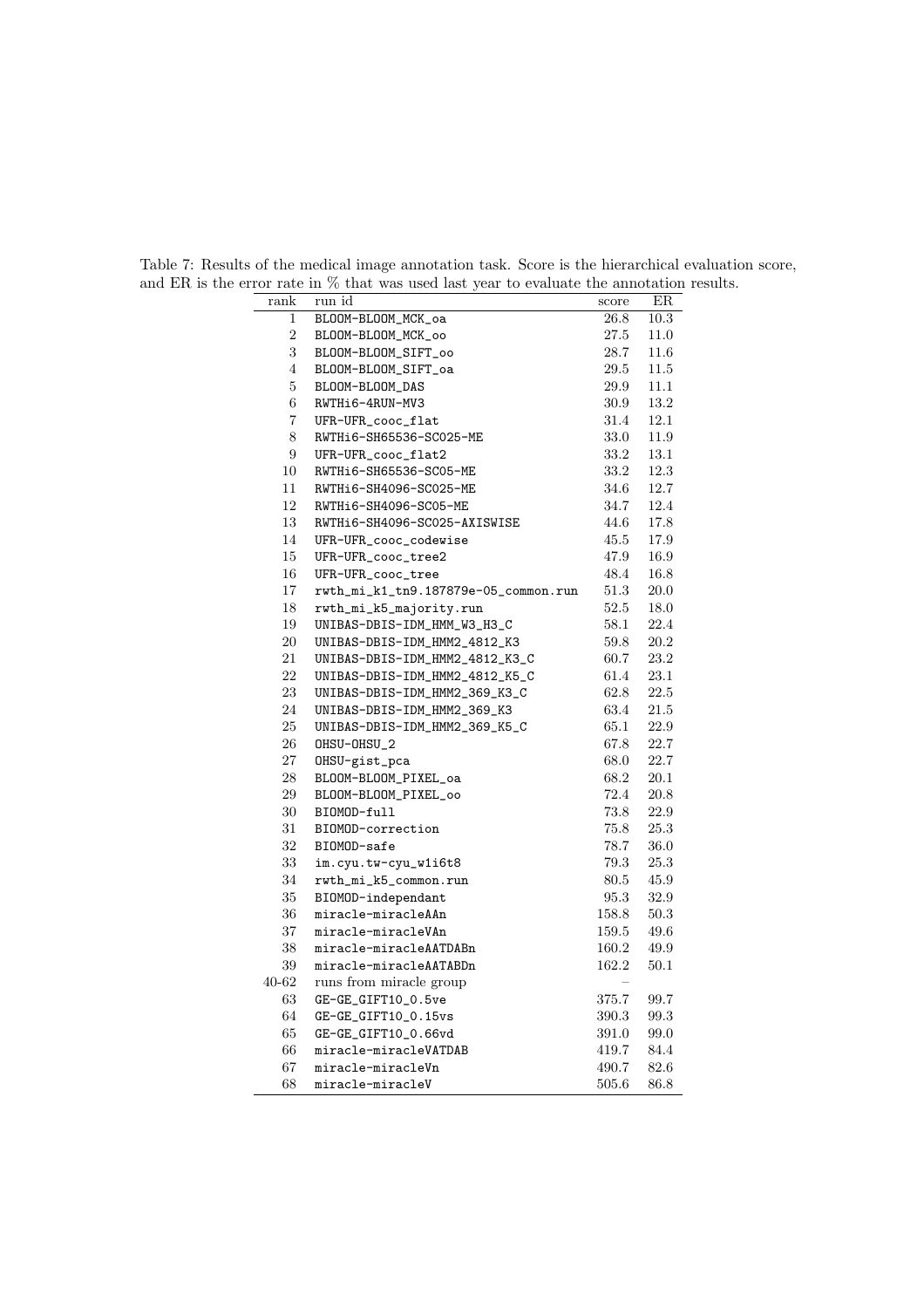Table 7: Results of the medical image annotation task. Score is the hierarchical evaluation score, and ER is the error rate in % that was used last year to evaluate the annotation results.

| rank | run id | score | ER |
|---|---|---|---|
| 1 | BLOOM-BLOOM_MCK_oa | 26.8 | 10.3 |
| 2 | BLOOM-BLOOM_MCK_oo | 27.5 | 11.0 |
| 3 | BLOOM-BLOOM_SIFT_oo | 28.7 | 11.6 |
| 4 | BLOOM-BLOOM_SIFT_oa | 29.5 | 11.5 |
| 5 | BLOOM-BLOOM_DAS | 29.9 | 11.1 |
| 6 | RWTHi6-4RUN-MV3 | 30.9 | 13.2 |
| 7 | UFR-UFR_cooc_flat | 31.4 | 12.1 |
| 8 | RWTHi6-SH65536-SC025-ME | 33.0 | 11.9 |
| 9 | UFR-UFR_cooc_flat2 | 33.2 | 13.1 |
| 10 | RWTHi6-SH65536-SC05-ME | 33.2 | 12.3 |
| 11 | RWTHi6-SH4096-SC025-ME | 34.6 | 12.7 |
| 12 | RWTHi6-SH4096-SC05-ME | 34.7 | 12.4 |
| 13 | RWTHi6-SH4096-SC025-AXISWISE | 44.6 | 17.8 |
| 14 | UFR-UFR_cooc_codewise | 45.5 | 17.9 |
| 15 | UFR-UFR_cooc_tree2 | 47.9 | 16.9 |
| 16 | UFR-UFR_cooc_tree | 48.4 | 16.8 |
| 17 | rwth_mi_k1_tn9.187879e-05_common.run | 51.3 | 20.0 |
| 18 | rwth_mi_k5_majority.run | 52.5 | 18.0 |
| 19 | UNIBAS-DBIS-IDM_HMM_W3_H3_C | 58.1 | 22.4 |
| 20 | UNIBAS-DBIS-IDM_HMM2_4812_K3 | 59.8 | 20.2 |
| 21 | UNIBAS-DBIS-IDM_HMM2_4812_K3_C | 60.7 | 23.2 |
| 22 | UNIBAS-DBIS-IDM_HMM2_4812_K5_C | 61.4 | 23.1 |
| 23 | UNIBAS-DBIS-IDM_HMM2_369_K3_C | 62.8 | 22.5 |
| 24 | UNIBAS-DBIS-IDM_HMM2_369_K3 | 63.4 | 21.5 |
| 25 | UNIBAS-DBIS-IDM_HMM2_369_K5_C | 65.1 | 22.9 |
| 26 | OHSU-OHSU_2 | 67.8 | 22.7 |
| 27 | OHSU-gist_pca | 68.0 | 22.7 |
| 28 | BLOOM-BLOOM_PIXEL_oa | 68.2 | 20.1 |
| 29 | BLOOM-BLOOM_PIXEL_oo | 72.4 | 20.8 |
| 30 | BIOMOD-full | 73.8 | 22.9 |
| 31 | BIOMOD-correction | 75.8 | 25.3 |
| 32 | BIOMOD-safe | 78.7 | 36.0 |
| 33 | im.cyu.tw-cyu_w1i6t8 | 79.3 | 25.3 |
| 34 | rwth_mi_k5_common.run | 80.5 | 45.9 |
| 35 | BIOMOD-independant | 95.3 | 32.9 |
| 36 | miracle-miracleAAn | 158.8 | 50.3 |
| 37 | miracle-miracleVAn | 159.5 | 49.6 |
| 38 | miracle-miracleAATDABn | 160.2 | 49.9 |
| 39 | miracle-miracleAATABDn | 162.2 | 50.1 |
| 40-62 | runs from miracle group | – | |
| 63 | GE-GE_GIFT10_0.5ve | 375.7 | 99.7 |
| 64 | GE-GE_GIFT10_0.15vs | 390.3 | 99.3 |
| 65 | GE-GE_GIFT10_0.66vd | 391.0 | 99.0 |
| 66 | miracle-miracleVATDAB | 419.7 | 84.4 |
| 67 | miracle-miracleVn | 490.7 | 82.6 |
| 68 | miracle-miracleV | 505.6 | 86.8 |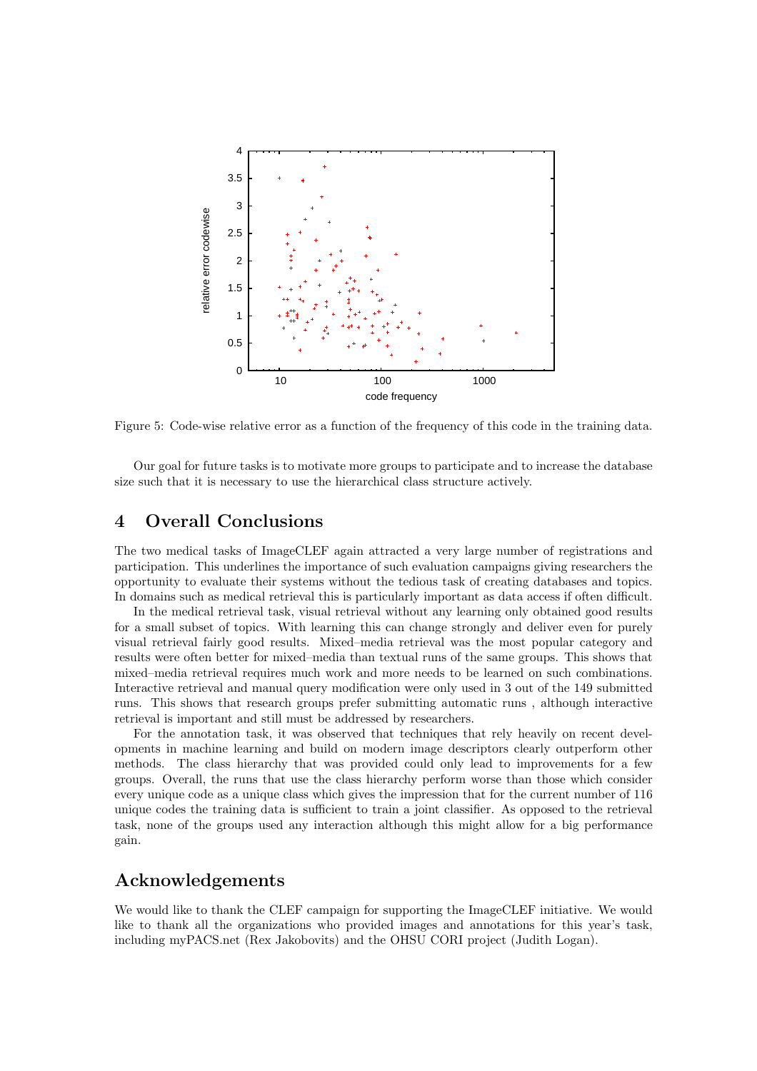Figure 5: Code-wise relative error as a function of the frequency of this code in the training data.

Our goal for future tasks is to motivate more groups to participate and to increase the database size such that it is necessary to use the hierarchical class structure actively.

## 4 Overall Conclusions

The two medical tasks of ImageCLEF again attracted a very large number of registrations and participation. This underlines the importance of such evaluation campaigns giving researchers the opportunity to evaluate their systems without the tedious task of creating databases and topics. In domains such as medical retrieval this is particularly important as data access if often difficult.

In the medical retrieval task, visual retrieval without any learning only obtained good results for a small subset of topics. With learning this can change strongly and deliver even for purely visual retrieval fairly good results. Mixed–media retrieval was the most popular category and results were often better for mixed–media than textual runs of the same groups. This shows that mixed–media retrieval requires much work and more needs to be learned on such combinations. Interactive retrieval and manual query modification were only used in 3 out of the 149 submitted runs. This shows that research groups prefer submitting automatic runs , although interactive retrieval is important and still must be addressed by researchers.

For the annotation task, it was observed that techniques that rely heavily on recent developments in machine learning and build on modern image descriptors clearly outperform other methods. The class hierarchy that was provided could only lead to improvements for a few groups. Overall, the runs that use the class hierarchy perform worse than those which consider every unique code as a unique class which gives the impression that for the current number of 116 unique codes the training data is sufficient to train a joint classifier. As opposed to the retrieval task, none of the groups used any interaction although this might allow for a big performance gain.

## Acknowledgements

We would like to thank the CLEF campaign for supporting the ImageCLEF initiative. We would like to thank all the organizations who provided images and annotations for this year's task, including myPACS.net (Rex Jakobovits) and the OHSU CORI project (Judith Logan).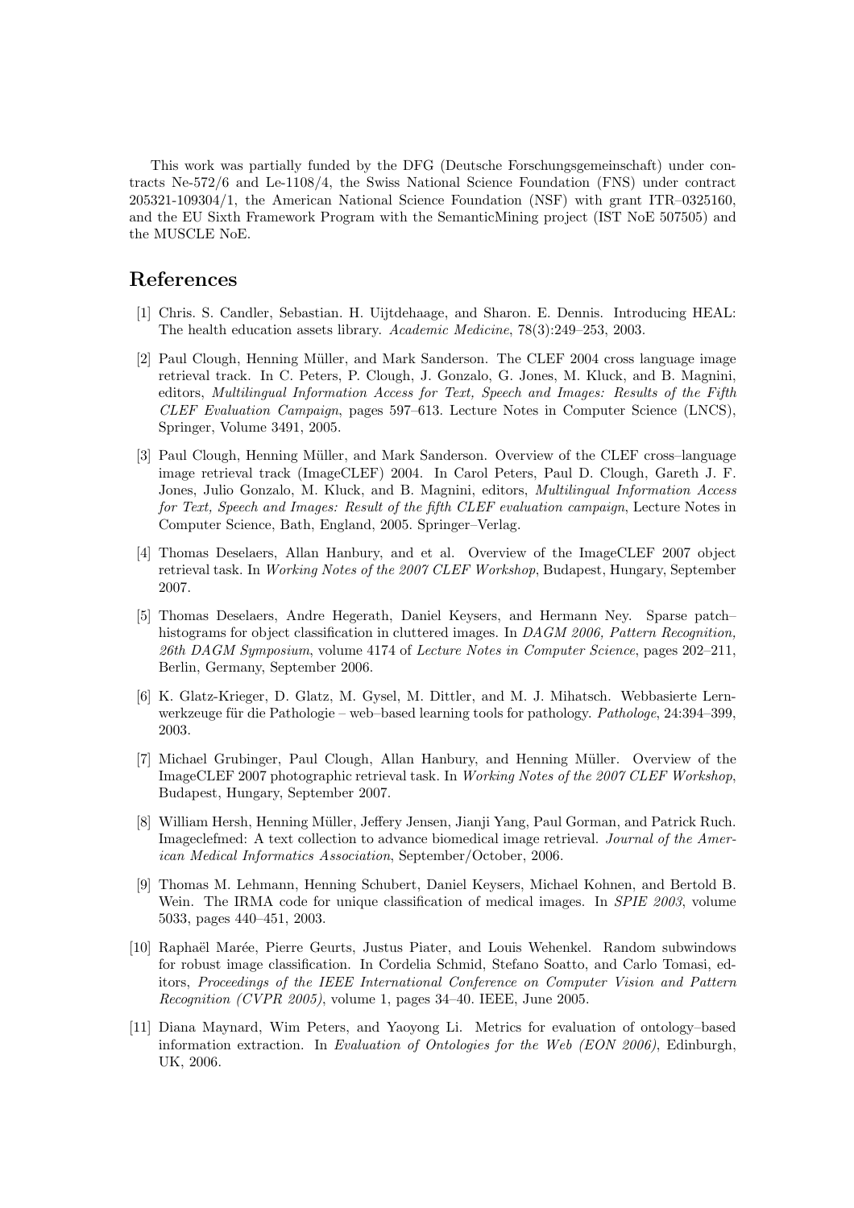This work was partially funded by the DFG (Deutsche Forschungsgemeinschaft) under contracts Ne-572/6 and Le-1108/4, the Swiss National Science Foundation (FNS) under contract 205321-109304/1, the American National Science Foundation (NSF) with grant ITR–0325160, and the EU Sixth Framework Program with the SemanticMining project (IST NoE 507505) and the MUSCLE NoE.

## References

[1] Chris. S. Candler, Sebastian. H. Uijtdehaage, and Sharon. E. Dennis. Introducing HEAL: The health education assets library. *Academic Medicine*, 78(3):249–253, 2003.

[2] Paul Clough, Henning Müller, and Mark Sanderson. The CLEF 2004 cross language image retrieval track. In C. Peters, P. Clough, J. Gonzalo, G. Jones, M. Kluck, and B. Magnini, editors, *Multilingual Information Access for Text, Speech and Images: Results of the Fifth CLEF Evaluation Campaign*, pages 597–613. Lecture Notes in Computer Science (LNCS), Springer, Volume 3491, 2005.

[3] Paul Clough, Henning Müller, and Mark Sanderson. Overview of the CLEF cross–language image retrieval track (ImageCLEF) 2004. In Carol Peters, Paul D. Clough, Gareth J. F. Jones, Julio Gonzalo, M. Kluck, and B. Magnini, editors, *Multilingual Information Access for Text, Speech and Images: Result of the fifth CLEF evaluation campaign*, Lecture Notes in Computer Science, Bath, England, 2005. Springer–Verlag.

[4] Thomas Deselaers, Allan Hanbury, and et al. Overview of the ImageCLEF 2007 object retrieval task. In *Working Notes of the 2007 CLEF Workshop*, Budapest, Hungary, September 2007.

[5] Thomas Deselaers, Andre Hegerath, Daniel Keysers, and Hermann Ney. Sparse patch–histograms for object classification in cluttered images. In *DAGM 2006, Pattern Recognition, 26th DAGM Symposium*, volume 4174 of *Lecture Notes in Computer Science*, pages 202–211, Berlin, Germany, September 2006.

[6] K. Glatz-Krieger, D. Glatz, M. Gysel, M. Dittler, and M. J. Mihatsch. Webbasierte Lernwerkzeuge für die Pathologie – web–based learning tools for pathology. *Pathologe*, 24:394–399, 2003.

[7] Michael Grubinger, Paul Clough, Allan Hanbury, and Henning Müller. Overview of the ImageCLEF 2007 photographic retrieval task. In *Working Notes of the 2007 CLEF Workshop*, Budapest, Hungary, September 2007.

[8] William Hersh, Henning Müller, Jeffery Jensen, Jianji Yang, Paul Gorman, and Patrick Ruch. Imageclefmed: A text collection to advance biomedical image retrieval. *Journal of the American Medical Informatics Association*, September/October, 2006.

[9] Thomas M. Lehmann, Henning Schubert, Daniel Keysers, Michael Kohnen, and Bertold B. Wein. The IRMA code for unique classification of medical images. In *SPIE 2003*, volume 5033, pages 440–451, 2003.

[10] Raphaël Marée, Pierre Geurts, Justus Piater, and Louis Wehenkel. Random subwindows for robust image classification. In Cordelia Schmid, Stefano Soatto, and Carlo Tomasi, editors, *Proceedings of the IEEE International Conference on Computer Vision and Pattern Recognition (CVPR 2005)*, volume 1, pages 34–40. IEEE, June 2005.

[11] Diana Maynard, Wim Peters, and Yaoyong Li. Metrics for evaluation of ontology–based information extraction. In *Evaluation of Ontologies for the Web (EON 2006)*, Edinburgh, UK, 2006.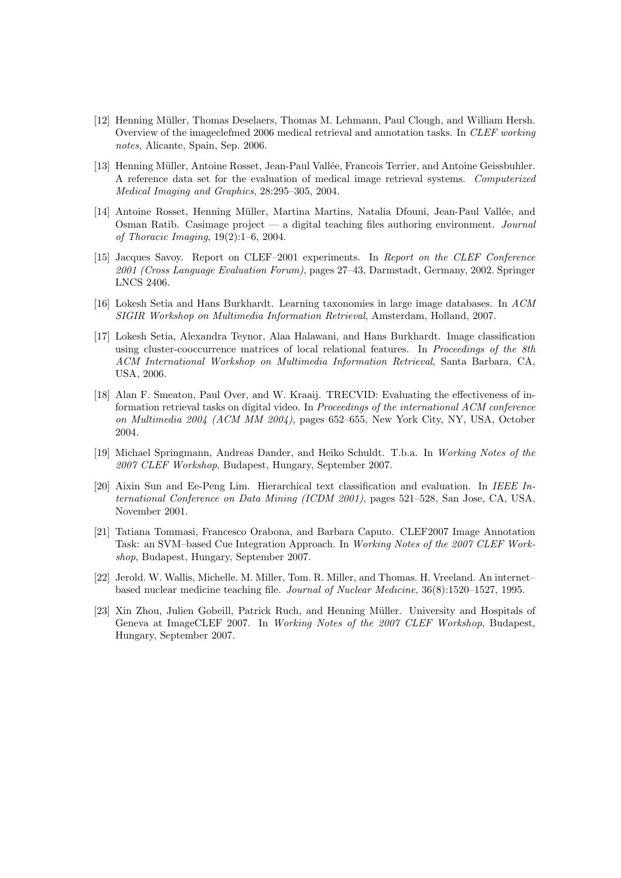[12] Henning Müller, Thomas Deselaers, Thomas M. Lehmann, Paul Clough, and William Hersh. Overview of the imageclefmed 2006 medical retrieval and annotation tasks. In *CLEF working notes*, Alicante, Spain, Sep. 2006.

[13] Henning Müller, Antoine Rosset, Jean-Paul Vallée, Francois Terrier, and Antoine Geissbuhler. A reference data set for the evaluation of medical image retrieval systems. *Computerized Medical Imaging and Graphics*, 28:295–305, 2004.

[14] Antoine Rosset, Henning Müller, Martina Martins, Natalia Dfouni, Jean-Paul Vallée, and Osman Ratib. Casimage project — a digital teaching files authoring environment. *Journal of Thoracic Imaging*, 19(2):1–6, 2004.

[15] Jacques Savoy. Report on CLEF–2001 experiments. In *Report on the CLEF Conference 2001 (Cross Language Evaluation Forum)*, pages 27–43, Darmstadt, Germany, 2002. Springer LNCS 2406.

[16] Lokesh Setia and Hans Burkhardt. Learning taxonomies in large image databases. In *ACM SIGIR Workshop on Multimedia Information Retrieval*, Amsterdam, Holland, 2007.

[17] Lokesh Setia, Alexandra Teynor, Alaa Halawani, and Hans Burkhardt. Image classification using cluster-cooccurrence matrices of local relational features. In *Proceedings of the 8th ACM International Workshop on Multimedia Information Retrieval*, Santa Barbara, CA, USA, 2006.

[18] Alan F. Smeaton, Paul Over, and W. Kraaij. TRECVID: Evaluating the effectiveness of information retrieval tasks on digital video. In *Proceedings of the international ACM conference on Multimedia 2004 (ACM MM 2004)*, pages 652–655, New York City, NY, USA, October 2004.

[19] Michael Springmann, Andreas Dander, and Heiko Schuldt. T.b.a. In *Working Notes of the 2007 CLEF Workshop*, Budapest, Hungary, September 2007.

[20] Aixin Sun and Ee-Peng Lim. Hierarchical text classification and evaluation. In *IEEE International Conference on Data Mining (ICDM 2001)*, pages 521–528, San Jose, CA, USA, November 2001.

[21] Tatiana Tommasi, Francesco Orabona, and Barbara Caputo. CLEF2007 Image Annotation Task: an SVM–based Cue Integration Approach. In *Working Notes of the 2007 CLEF Workshop*, Budapest, Hungary, September 2007.

[22] Jerold. W. Wallis, Michelle. M. Miller, Tom. R. Miller, and Thomas. H. Vreeland. An internet–based nuclear medicine teaching file. *Journal of Nuclear Medicine*, 36(8):1520–1527, 1995.

[23] Xin Zhou, Julien Gobeill, Patrick Ruch, and Henning Müller. University and Hospitals of Geneva at ImageCLEF 2007. In *Working Notes of the 2007 CLEF Workshop*, Budapest, Hungary, September 2007.